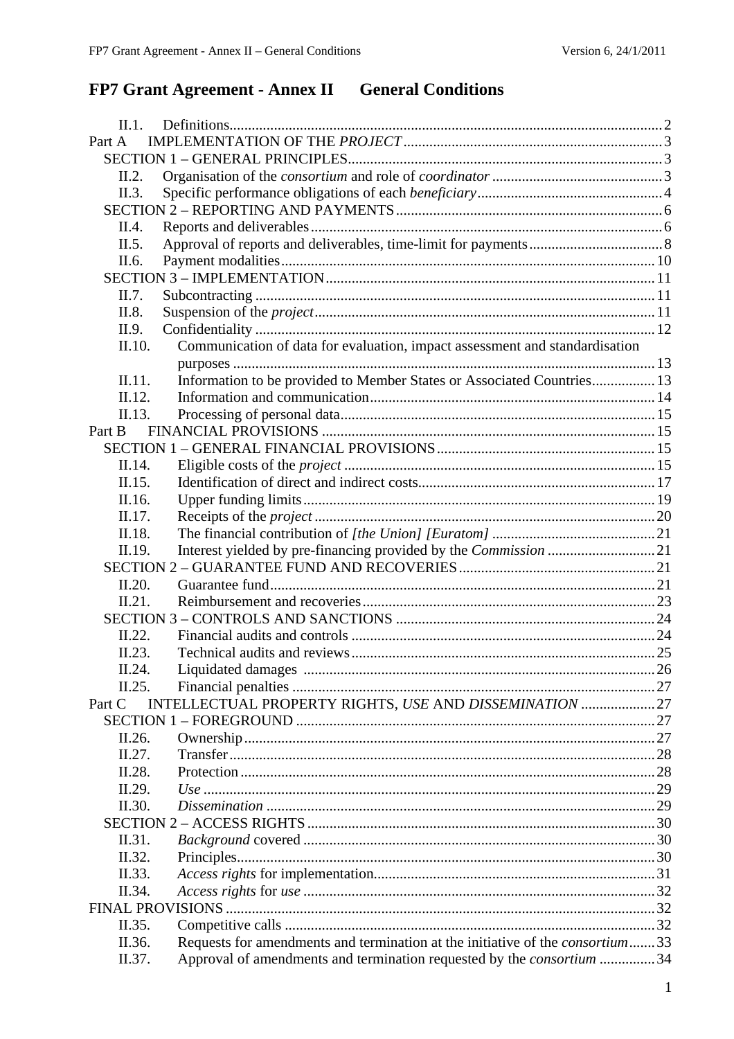# FP7 Grant Agreement - Annex II General Conditions

II.1. Definitions ..... 2

Part A IMPLEMENTATION OF THE *PROJECT* ..... 3

SECTION 1 – GENERAL PRINCIPLES ..... 3

II.2. Organisation of the *consortium* and role of *coordinator* ..... 3

II.3. Specific performance obligations of each *beneficiary* ..... 4

SECTION 2 – REPORTING AND PAYMENTS ..... 6

II.4. Reports and deliverables ..... 6

II.5. Approval of reports and deliverables, time-limit for payments ..... 8

II.6. Payment modalities ..... 10

SECTION 3 – IMPLEMENTATION ..... 11

II.7. Subcontracting ..... 11

II.8. Suspension of the *project* ..... 11

II.9. Confidentiality ..... 12

II.10. Communication of data for evaluation, impact assessment and standardisation purposes ..... 13

II.11. Information to be provided to Member States or Associated Countries ..... 13

II.12. Information and communication ..... 14

II.13. Processing of personal data ..... 15

Part B FINANCIAL PROVISIONS ..... 15

SECTION 1 – GENERAL FINANCIAL PROVISIONS ..... 15

II.14. Eligible costs of the *project* ..... 15

II.15. Identification of direct and indirect costs ..... 17

II.16. Upper funding limits ..... 19

II.17. Receipts of the *project* ..... 20

II.18. The financial contribution of *[the Union] [Euratom]* ..... 21

II.19. Interest yielded by pre-financing provided by the *Commission* ..... 21

SECTION 2 – GUARANTEE FUND AND RECOVERIES ..... 21

II.20. Guarantee fund ..... 21

II.21. Reimbursement and recoveries ..... 23

SECTION 3 – CONTROLS AND SANCTIONS ..... 24

II.22. Financial audits and controls ..... 24

II.23. Technical audits and reviews ..... 25

II.24. Liquidated damages ..... 26

II.25. Financial penalties ..... 27

Part C INTELLECTUAL PROPERTY RIGHTS, *USE* AND *DISSEMINATION* ..... 27

SECTION 1 – FOREGROUND ..... 27

II.26. Ownership ..... 27

II.27. Transfer ..... 28

II.28. Protection ..... 28

II.29. *Use* ..... 29

II.30. *Dissemination* ..... 29

SECTION 2 – ACCESS RIGHTS ..... 30

II.31. *Background* covered ..... 30

II.32. Principles ..... 30

II.33. *Access rights* for implementation ..... 31

II.34. *Access rights* for *use* ..... 32

FINAL PROVISIONS ..... 32

II.35. Competitive calls ..... 32

II.36. Requests for amendments and termination at the initiative of the *consortium* ..... 33

II.37. Approval of amendments and termination requested by the *consortium* ..... 34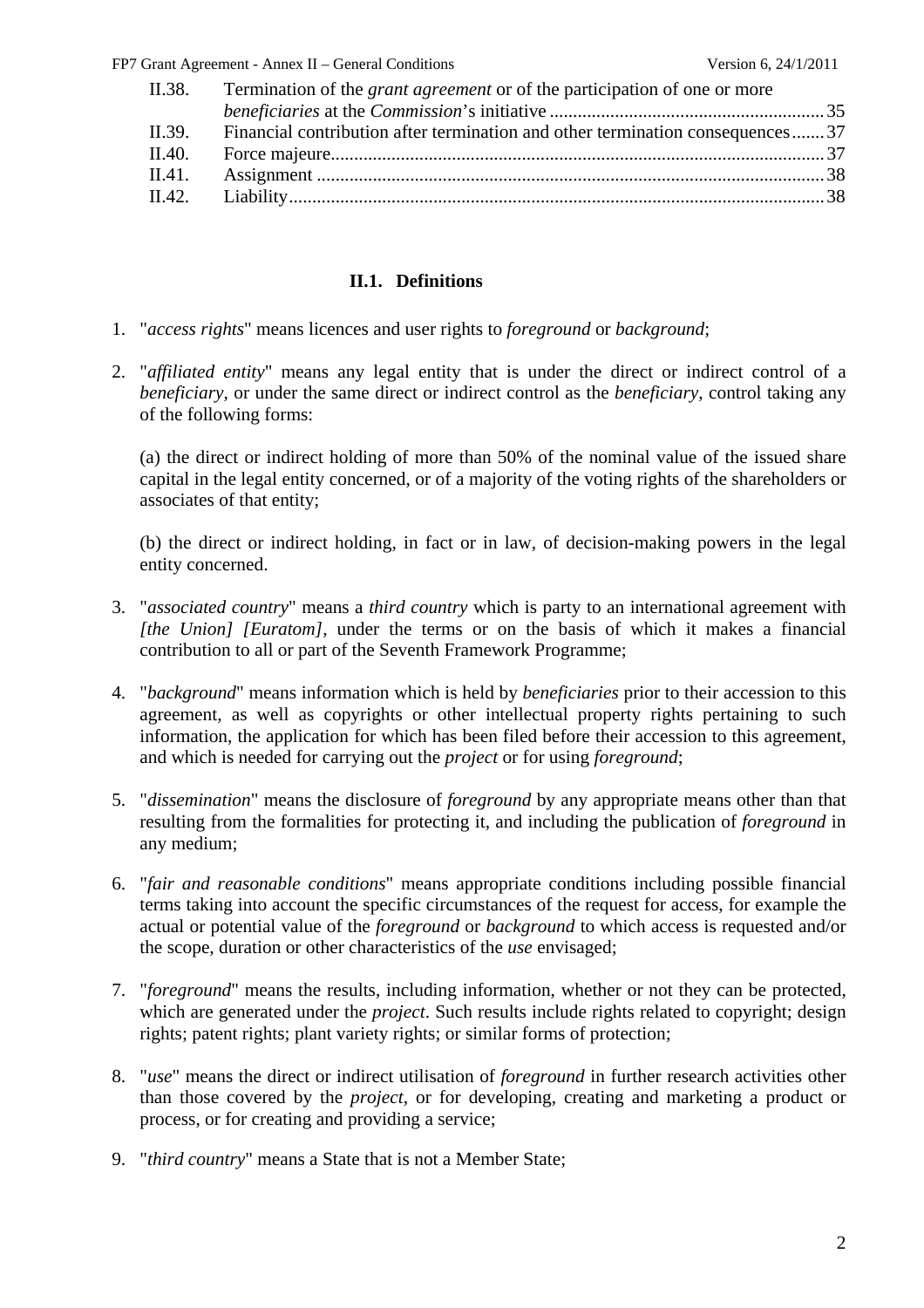| | | |
|---|---|---|
| II.38. | Termination of the *grant agreement* or of the participation of one or more *beneficiaries* at the *Commission*'s initiative | 35 |
| II.39. | Financial contribution after termination and other termination consequences | 37 |
| II.40. | Force majeure | 37 |
| II.41. | Assignment | 38 |
| II.42. | Liability | 38 |

## II.1. Definitions

1. "*access rights*" means licences and user rights to *foreground* or *background*;

2. "*affiliated entity*" means any legal entity that is under the direct or indirect control of a *beneficiary*, or under the same direct or indirect control as the *beneficiary*, control taking any of the following forms:

   (a) the direct or indirect holding of more than 50% of the nominal value of the issued share capital in the legal entity concerned, or of a majority of the voting rights of the shareholders or associates of that entity;

   (b) the direct or indirect holding, in fact or in law, of decision-making powers in the legal entity concerned.

3. "*associated country*" means a *third country* which is party to an international agreement with *[the Union] [Euratom]*, under the terms or on the basis of which it makes a financial contribution to all or part of the Seventh Framework Programme;

4. "*background*" means information which is held by *beneficiaries* prior to their accession to this agreement, as well as copyrights or other intellectual property rights pertaining to such information, the application for which has been filed before their accession to this agreement, and which is needed for carrying out the *project* or for using *foreground*;

5. "*dissemination*" means the disclosure of *foreground* by any appropriate means other than that resulting from the formalities for protecting it, and including the publication of *foreground* in any medium;

6. "*fair and reasonable conditions*" means appropriate conditions including possible financial terms taking into account the specific circumstances of the request for access, for example the actual or potential value of the *foreground* or *background* to which access is requested and/or the scope, duration or other characteristics of the *use* envisaged;

7. "*foreground*" means the results, including information, whether or not they can be protected, which are generated under the *project*. Such results include rights related to copyright; design rights; patent rights; plant variety rights; or similar forms of protection;

8. "*use*" means the direct or indirect utilisation of *foreground* in further research activities other than those covered by the *project*, or for developing, creating and marketing a product or process, or for creating and providing a service;

9. "*third country*" means a State that is not a Member State;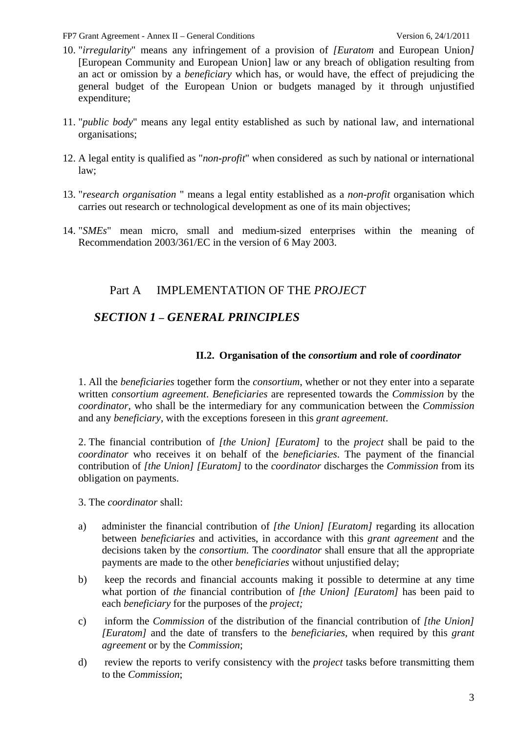10. "*irregularity*" means any infringement of a provision of *[Euratom* and European Union*]* [European Community and European Union] law or any breach of obligation resulting from an act or omission by a *beneficiary* which has, or would have, the effect of prejudicing the general budget of the European Union or budgets managed by it through unjustified expenditure;

11. "*public body*" means any legal entity established as such by national law, and international organisations;

12. A legal entity is qualified as "*non-profit*" when considered as such by national or international law;

13. "*research organisation* " means a legal entity established as a *non-profit* organisation which carries out research or technological development as one of its main objectives;

14. "*SMEs*" mean micro, small and medium-sized enterprises within the meaning of Recommendation 2003/361/EC in the version of 6 May 2003.

# Part A IMPLEMENTATION OF THE *PROJECT*

## *SECTION 1 – GENERAL PRINCIPLES*

### II.2. Organisation of the *consortium* and role of *coordinator*

1. All the *beneficiaries* together form the *consortium*, whether or not they enter into a separate written *consortium agreement*. *Beneficiaries* are represented towards the *Commission* by the *coordinator*, who shall be the intermediary for any communication between the *Commission* and any *beneficiary*, with the exceptions foreseen in this *grant agreement*.

2. The financial contribution of *[the Union] [Euratom]* to the *project* shall be paid to the *coordinator* who receives it on behalf of the *beneficiaries*. The payment of the financial contribution of *[the Union] [Euratom]* to the *coordinator* discharges the *Commission* from its obligation on payments.

3. The *coordinator* shall:

a) administer the financial contribution of *[the Union] [Euratom]* regarding its allocation between *beneficiaries* and activities, in accordance with this *grant agreement* and the decisions taken by the *consortium.* The *coordinator* shall ensure that all the appropriate payments are made to the other *beneficiaries* without unjustified delay;

b) keep the records and financial accounts making it possible to determine at any time what portion of *the* financial contribution of *[the Union] [Euratom]* has been paid to each *beneficiary* for the purposes of the *project;*

c) inform the *Commission* of the distribution of the financial contribution of *[the Union] [Euratom]* and the date of transfers to the *beneficiaries*, when required by this *grant agreement* or by the *Commission*;

d) review the reports to verify consistency with the *project* tasks before transmitting them to the *Commission*;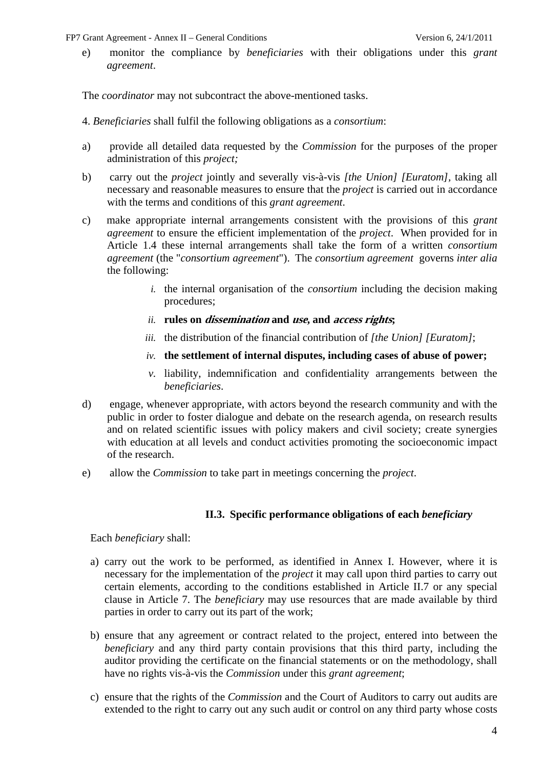e) monitor the compliance by *beneficiaries* with their obligations under this *grant agreement*.

The *coordinator* may not subcontract the above-mentioned tasks.

4. *Beneficiaries* shall fulfil the following obligations as a *consortium*:

a) provide all detailed data requested by the *Commission* for the purposes of the proper administration of this *project;*

b) carry out the *project* jointly and severally vis-à-vis *[the Union] [Euratom]*, taking all necessary and reasonable measures to ensure that the *project* is carried out in accordance with the terms and conditions of this *grant agreement*.

c) make appropriate internal arrangements consistent with the provisions of this *grant agreement* to ensure the efficient implementation of the *project*. When provided for in Article 1.4 these internal arrangements shall take the form of a written *consortium agreement* (the "*consortium agreement*"). The *consortium agreement* governs *inter alia* the following:

   *i.* the internal organisation of the *consortium* including the decision making procedures;

   *ii.* **rules on *dissemination* and *use*, and *access rights*;**

   *iii.* the distribution of the financial contribution of *[the Union] [Euratom]*;

   *iv.* **the settlement of internal disputes, including cases of abuse of power;**

   *v.* liability, indemnification and confidentiality arrangements between the *beneficiaries*.

d) engage, whenever appropriate, with actors beyond the research community and with the public in order to foster dialogue and debate on the research agenda, on research results and on related scientific issues with policy makers and civil society; create synergies with education at all levels and conduct activities promoting the socioeconomic impact of the research.

e) allow the *Commission* to take part in meetings concerning the *project*.

### II.3. Specific performance obligations of each *beneficiary*

Each *beneficiary* shall:

a) carry out the work to be performed, as identified in Annex I. However, where it is necessary for the implementation of the *project* it may call upon third parties to carry out certain elements, according to the conditions established in Article II.7 or any special clause in Article 7. The *beneficiary* may use resources that are made available by third parties in order to carry out its part of the work;

b) ensure that any agreement or contract related to the project, entered into between the *beneficiary* and any third party contain provisions that this third party, including the auditor providing the certificate on the financial statements or on the methodology, shall have no rights vis-à-vis the *Commission* under this *grant agreement*;

c) ensure that the rights of the *Commission* and the Court of Auditors to carry out audits are extended to the right to carry out any such audit or control on any third party whose costs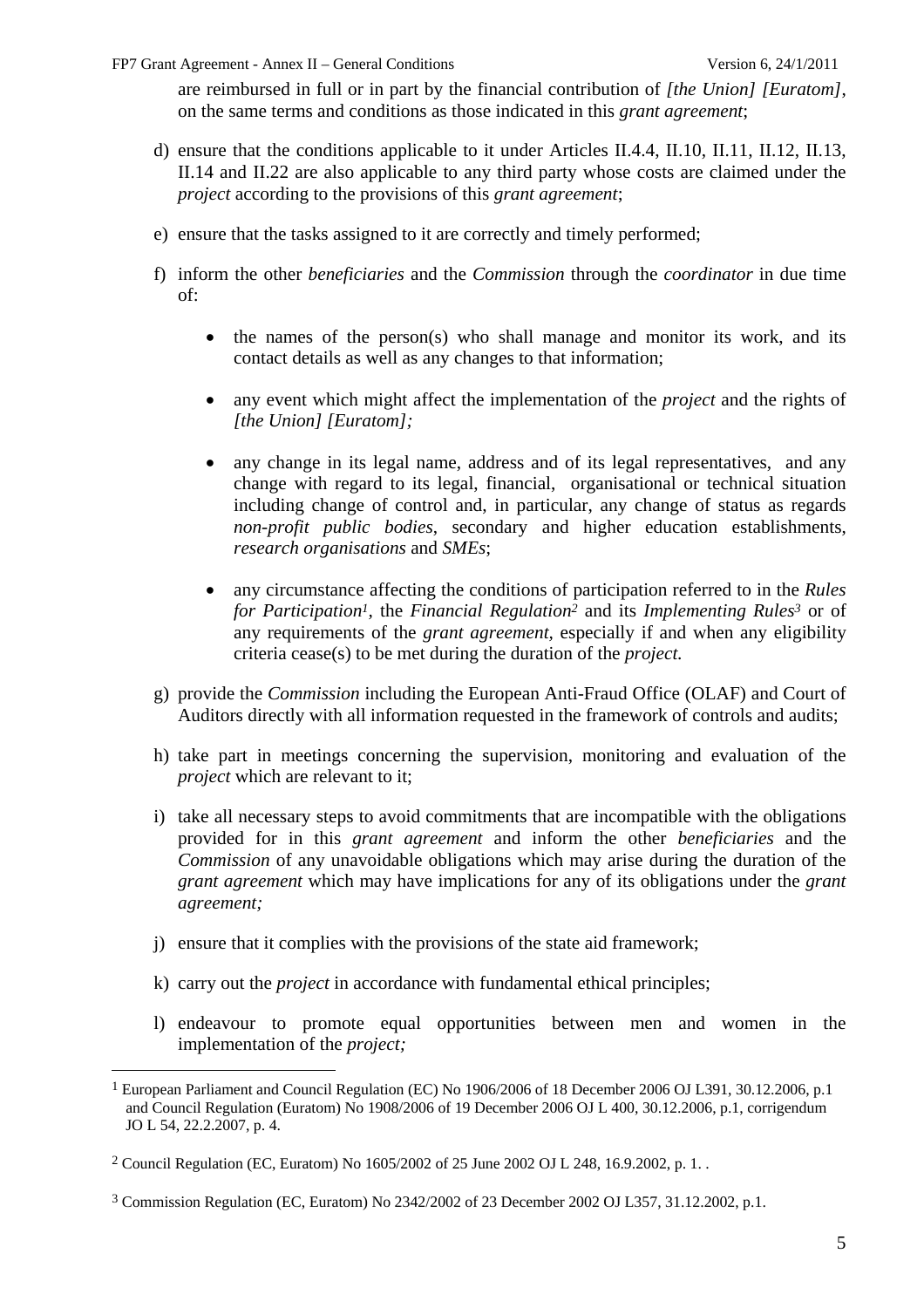are reimbursed in full or in part by the financial contribution of *[the Union] [Euratom]*, on the same terms and conditions as those indicated in this *grant agreement*;

d) ensure that the conditions applicable to it under Articles II.4.4, II.10, II.11, II.12, II.13, II.14 and II.22 are also applicable to any third party whose costs are claimed under the *project* according to the provisions of this *grant agreement*;

e) ensure that the tasks assigned to it are correctly and timely performed;

f) inform the other *beneficiaries* and the *Commission* through the *coordinator* in due time of:

   - the names of the person(s) who shall manage and monitor its work, and its contact details as well as any changes to that information;
   - any event which might affect the implementation of the *project* and the rights of *[the Union] [Euratom];*
   - any change in its legal name, address and of its legal representatives, and any change with regard to its legal, financial, organisational or technical situation including change of control and, in particular, any change of status as regards *non-profit public bodies*, secondary and higher education establishments, *research organisations* and *SMEs*;
   - any circumstance affecting the conditions of participation referred to in the *Rules for Participation*[1], the *Financial Regulation*[2] and its *Implementing Rules*[3] or of any requirements of the *grant agreement*, especially if and when any eligibility criteria cease(s) to be met during the duration of the *project.*

g) provide the *Commission* including the European Anti-Fraud Office (OLAF) and Court of Auditors directly with all information requested in the framework of controls and audits;

h) take part in meetings concerning the supervision, monitoring and evaluation of the *project* which are relevant to it;

i) take all necessary steps to avoid commitments that are incompatible with the obligations provided for in this *grant agreement* and inform the other *beneficiaries* and the *Commission* of any unavoidable obligations which may arise during the duration of the *grant agreement* which may have implications for any of its obligations under the *grant agreement;*

j) ensure that it complies with the provisions of the state aid framework;

k) carry out the *project* in accordance with fundamental ethical principles;

l) endeavour to promote equal opportunities between men and women in the implementation of the *project;*

---

[1] European Parliament and Council Regulation (EC) No 1906/2006 of 18 December 2006 OJ L391, 30.12.2006, p.1 and Council Regulation (Euratom) No 1908/2006 of 19 December 2006 OJ L 400, 30.12.2006, p.1, corrigendum JO L 54, 22.2.2007, p. 4.

[2] Council Regulation (EC, Euratom) No 1605/2002 of 25 June 2002 OJ L 248, 16.9.2002, p. 1. .

[3] Commission Regulation (EC, Euratom) No 2342/2002 of 23 December 2002 OJ L357, 31.12.2002, p.1.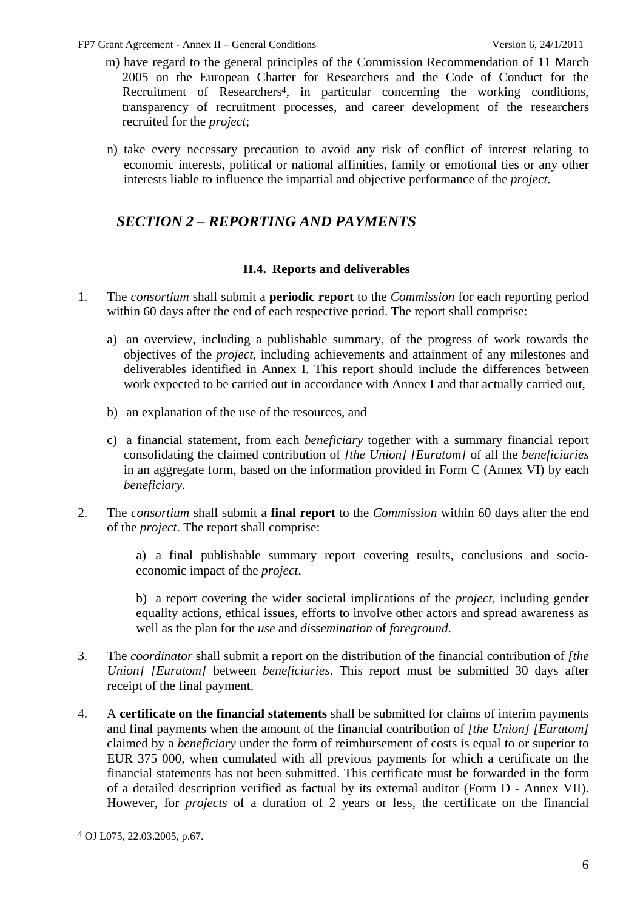m) have regard to the general principles of the Commission Recommendation of 11 March 2005 on the European Charter for Researchers and the Code of Conduct for the Recruitment of Researchers[4], in particular concerning the working conditions, transparency of recruitment processes, and career development of the researchers recruited for the *project*;

n) take every necessary precaution to avoid any risk of conflict of interest relating to economic interests, political or national affinities, family or emotional ties or any other interests liable to influence the impartial and objective performance of the *project.*

## *SECTION 2 – REPORTING AND PAYMENTS*

### II.4. Reports and deliverables

1. The *consortium* shall submit a **periodic report** to the *Commission* for each reporting period within 60 days after the end of each respective period. The report shall comprise:

   a) an overview, including a publishable summary, of the progress of work towards the objectives of the *project*, including achievements and attainment of any milestones and deliverables identified in Annex I. This report should include the differences between work expected to be carried out in accordance with Annex I and that actually carried out,

   b) an explanation of the use of the resources, and

   c) a financial statement, from each *beneficiary* together with a summary financial report consolidating the claimed contribution of *[the Union] [Euratom]* of all the *beneficiaries* in an aggregate form, based on the information provided in Form C (Annex VI) by each *beneficiary*.

2. The *consortium* shall submit a **final report** to the *Commission* within 60 days after the end of the *project*. The report shall comprise:

   a) a final publishable summary report covering results, conclusions and socio-economic impact of the *project*.

   b) a report covering the wider societal implications of the *project*, including gender equality actions, ethical issues, efforts to involve other actors and spread awareness as well as the plan for the *use* and *dissemination* of *foreground*.

3. The *coordinator* shall submit a report on the distribution of the financial contribution of *[the Union] [Euratom]* between *beneficiaries*. This report must be submitted 30 days after receipt of the final payment.

4. A **certificate on the financial statements** shall be submitted for claims of interim payments and final payments when the amount of the financial contribution of *[the Union] [Euratom]* claimed by a *beneficiary* under the form of reimbursement of costs is equal to or superior to EUR 375 000, when cumulated with all previous payments for which a certificate on the financial statements has not been submitted. This certificate must be forwarded in the form of a detailed description verified as factual by its external auditor (Form D - Annex VII). However, for *projects* of a duration of 2 years or less, the certificate on the financial

---

[4] OJ L075, 22.03.2005, p.67.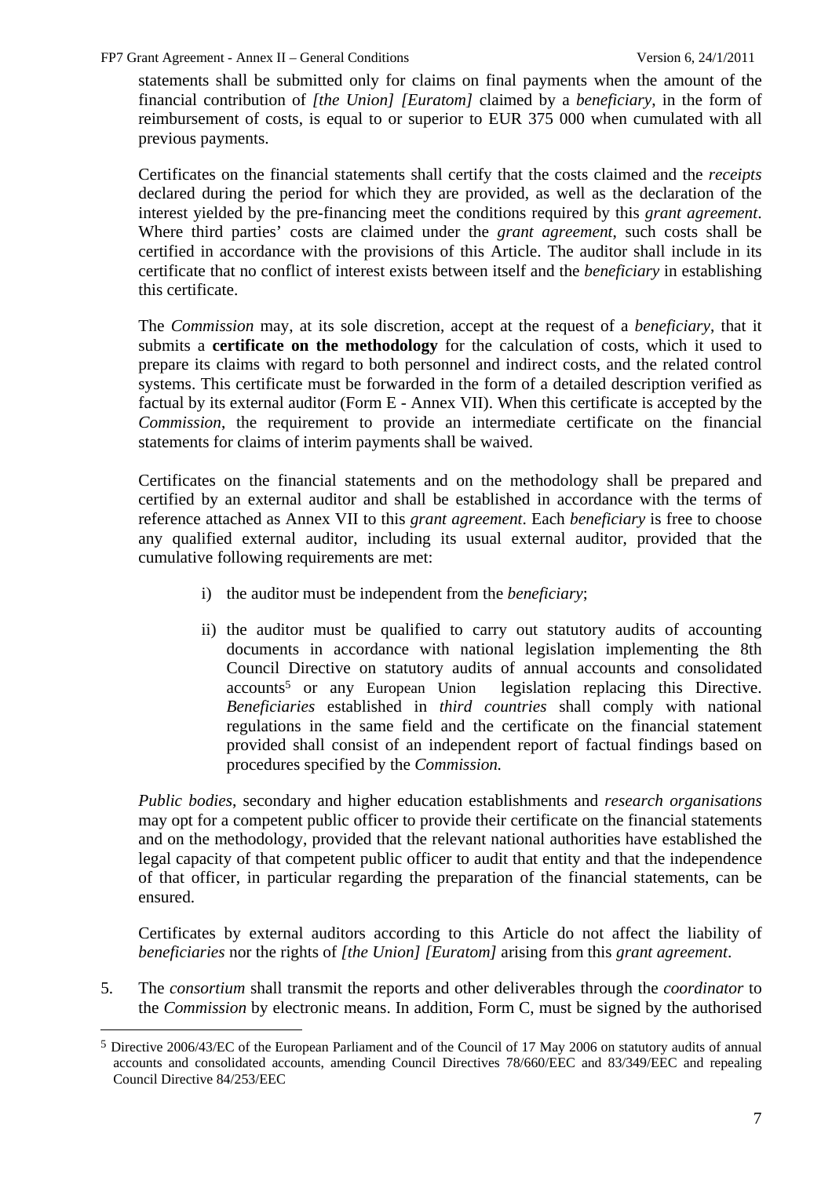statements shall be submitted only for claims on final payments when the amount of the financial contribution of *[the Union] [Euratom]* claimed by a *beneficiary*, in the form of reimbursement of costs, is equal to or superior to EUR 375 000 when cumulated with all previous payments.

Certificates on the financial statements shall certify that the costs claimed and the *receipts* declared during the period for which they are provided, as well as the declaration of the interest yielded by the pre-financing meet the conditions required by this *grant agreement*. Where third parties' costs are claimed under the *grant agreement*, such costs shall be certified in accordance with the provisions of this Article. The auditor shall include in its certificate that no conflict of interest exists between itself and the *beneficiary* in establishing this certificate.

The *Commission* may, at its sole discretion, accept at the request of a *beneficiary*, that it submits a **certificate on the methodology** for the calculation of costs, which it used to prepare its claims with regard to both personnel and indirect costs, and the related control systems. This certificate must be forwarded in the form of a detailed description verified as factual by its external auditor (Form E - Annex VII). When this certificate is accepted by the *Commission*, the requirement to provide an intermediate certificate on the financial statements for claims of interim payments shall be waived.

Certificates on the financial statements and on the methodology shall be prepared and certified by an external auditor and shall be established in accordance with the terms of reference attached as Annex VII to this *grant agreement*. Each *beneficiary* is free to choose any qualified external auditor, including its usual external auditor, provided that the cumulative following requirements are met:

i) the auditor must be independent from the *beneficiary*;

ii) the auditor must be qualified to carry out statutory audits of accounting documents in accordance with national legislation implementing the 8th Council Directive on statutory audits of annual accounts and consolidated accounts[5] or any European Union legislation replacing this Directive. *Beneficiaries* established in *third countries* shall comply with national regulations in the same field and the certificate on the financial statement provided shall consist of an independent report of factual findings based on procedures specified by the *Commission.*

*Public bodies*, secondary and higher education establishments and *research organisations* may opt for a competent public officer to provide their certificate on the financial statements and on the methodology, provided that the relevant national authorities have established the legal capacity of that competent public officer to audit that entity and that the independence of that officer, in particular regarding the preparation of the financial statements, can be ensured.

Certificates by external auditors according to this Article do not affect the liability of *beneficiaries* nor the rights of *[the Union] [Euratom]* arising from this *grant agreement*.

5. The *consortium* shall transmit the reports and other deliverables through the *coordinator* to the *Commission* by electronic means. In addition, Form C, must be signed by the authorised

[5] Directive 2006/43/EC of the European Parliament and of the Council of 17 May 2006 on statutory audits of annual accounts and consolidated accounts, amending Council Directives 78/660/EEC and 83/349/EEC and repealing Council Directive 84/253/EEC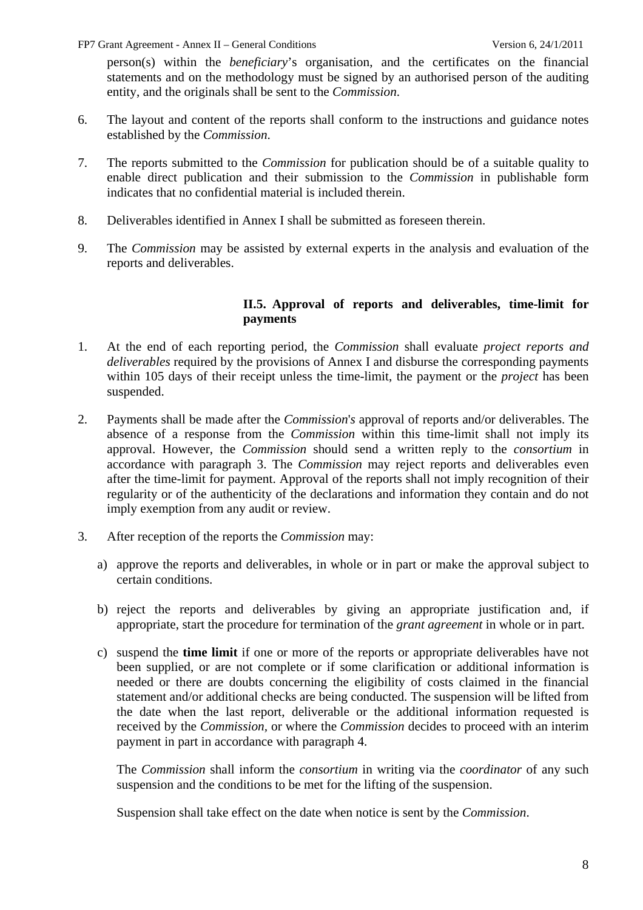person(s) within the *beneficiary*'s organisation, and the certificates on the financial statements and on the methodology must be signed by an authorised person of the auditing entity, and the originals shall be sent to the *Commission*.

6. The layout and content of the reports shall conform to the instructions and guidance notes established by the *Commission*.

7. The reports submitted to the *Commission* for publication should be of a suitable quality to enable direct publication and their submission to the *Commission* in publishable form indicates that no confidential material is included therein.

8. Deliverables identified in Annex I shall be submitted as foreseen therein.

9. The *Commission* may be assisted by external experts in the analysis and evaluation of the reports and deliverables.

### II.5. Approval of reports and deliverables, time-limit for payments

1. At the end of each reporting period, the *Commission* shall evaluate *project reports and deliverables* required by the provisions of Annex I and disburse the corresponding payments within 105 days of their receipt unless the time-limit, the payment or the *project* has been suspended.

2. Payments shall be made after the *Commission's* approval of reports and/or deliverables. The absence of a response from the *Commission* within this time-limit shall not imply its approval. However, the *Commission* should send a written reply to the *consortium* in accordance with paragraph 3. The *Commission* may reject reports and deliverables even after the time-limit for payment. Approval of the reports shall not imply recognition of their regularity or of the authenticity of the declarations and information they contain and do not imply exemption from any audit or review.

3. After reception of the reports the *Commission* may:

   a) approve the reports and deliverables, in whole or in part or make the approval subject to certain conditions.

   b) reject the reports and deliverables by giving an appropriate justification and, if appropriate, start the procedure for termination of the *grant agreement* in whole or in part.

   c) suspend the **time limit** if one or more of the reports or appropriate deliverables have not been supplied, or are not complete or if some clarification or additional information is needed or there are doubts concerning the eligibility of costs claimed in the financial statement and/or additional checks are being conducted. The suspension will be lifted from the date when the last report, deliverable or the additional information requested is received by the *Commission*, or where the *Commission* decides to proceed with an interim payment in part in accordance with paragraph 4.

   The *Commission* shall inform the *consortium* in writing via the *coordinator* of any such suspension and the conditions to be met for the lifting of the suspension.

   Suspension shall take effect on the date when notice is sent by the *Commission*.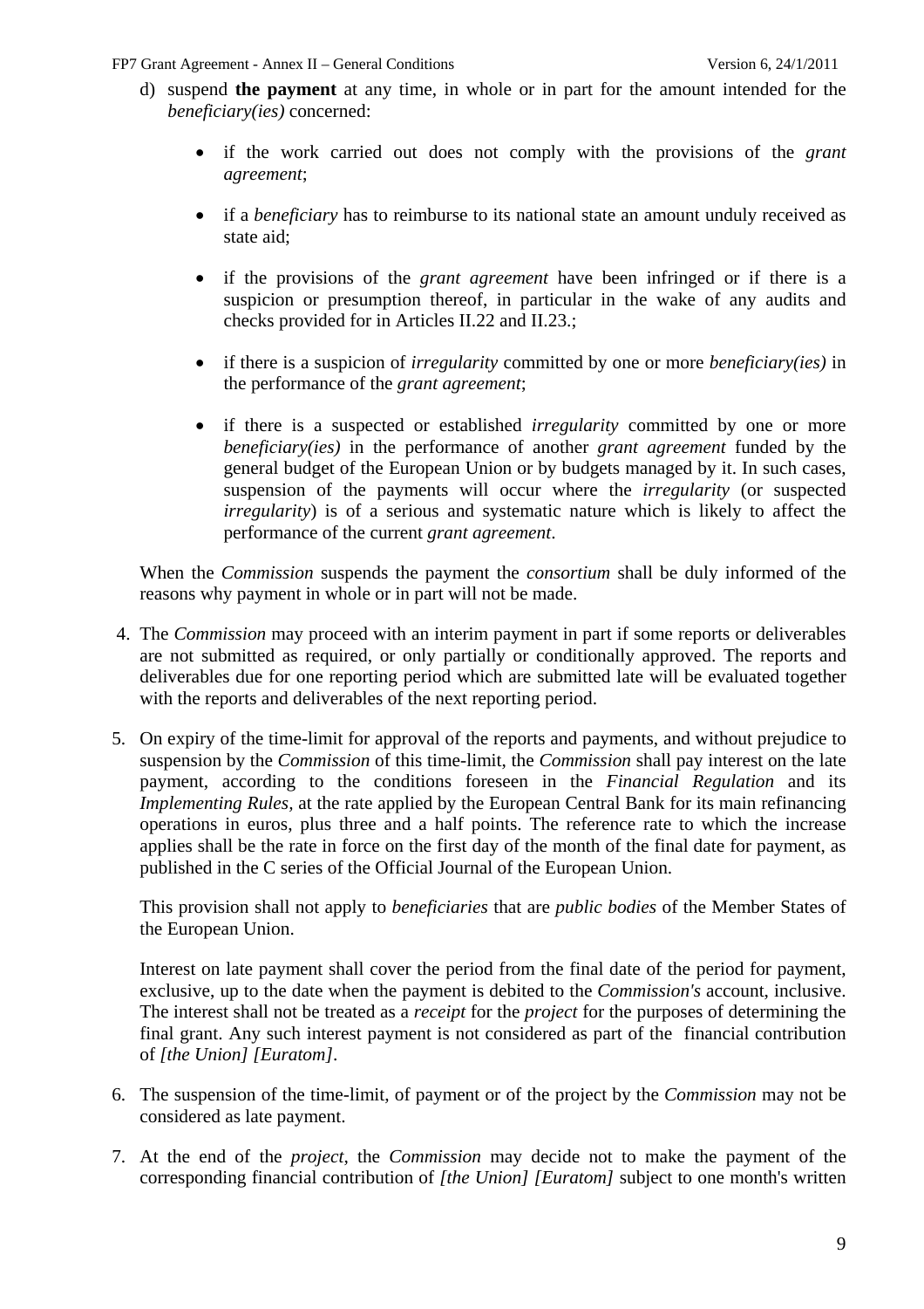d) suspend **the payment** at any time, in whole or in part for the amount intended for the *beneficiary(ies)* concerned:

   - if the work carried out does not comply with the provisions of the *grant agreement*;
   - if a *beneficiary* has to reimburse to its national state an amount unduly received as state aid;
   - if the provisions of the *grant agreement* have been infringed or if there is a suspicion or presumption thereof, in particular in the wake of any audits and checks provided for in Articles II.22 and II.23.;
   - if there is a suspicion of *irregularity* committed by one or more *beneficiary(ies)* in the performance of the *grant agreement*;
   - if there is a suspected or established *irregularity* committed by one or more *beneficiary(ies)* in the performance of another *grant agreement* funded by the general budget of the European Union or by budgets managed by it. In such cases, suspension of the payments will occur where the *irregularity* (or suspected *irregularity*) is of a serious and systematic nature which is likely to affect the performance of the current *grant agreement*.

When the *Commission* suspends the payment the *consortium* shall be duly informed of the reasons why payment in whole or in part will not be made.

4. The *Commission* may proceed with an interim payment in part if some reports or deliverables are not submitted as required, or only partially or conditionally approved. The reports and deliverables due for one reporting period which are submitted late will be evaluated together with the reports and deliverables of the next reporting period.

5. On expiry of the time-limit for approval of the reports and payments, and without prejudice to suspension by the *Commission* of this time-limit, the *Commission* shall pay interest on the late payment, according to the conditions foreseen in the *Financial Regulation* and its *Implementing Rules,* at the rate applied by the European Central Bank for its main refinancing operations in euros, plus three and a half points. The reference rate to which the increase applies shall be the rate in force on the first day of the month of the final date for payment, as published in the C series of the Official Journal of the European Union.

   This provision shall not apply to *beneficiaries* that are *public bodies* of the Member States of the European Union.

   Interest on late payment shall cover the period from the final date of the period for payment, exclusive, up to the date when the payment is debited to the *Commission's* account, inclusive. The interest shall not be treated as a *receipt* for the *project* for the purposes of determining the final grant. Any such interest payment is not considered as part of the financial contribution of *[the Union] [Euratom]*.

6. The suspension of the time-limit, of payment or of the project by the *Commission* may not be considered as late payment.

7. At the end of the *project*, the *Commission* may decide not to make the payment of the corresponding financial contribution of *[the Union] [Euratom]* subject to one month's written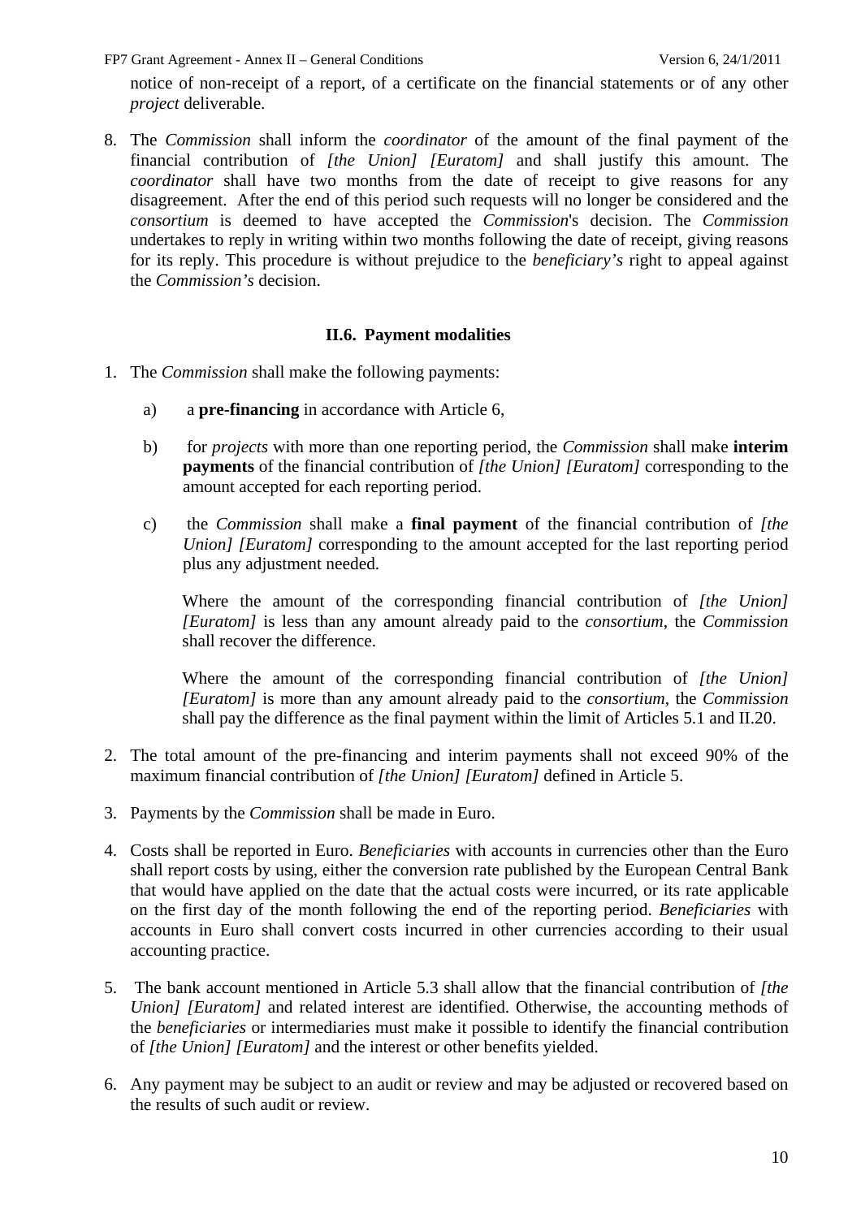notice of non-receipt of a report, of a certificate on the financial statements or of any other *project* deliverable.

8. The *Commission* shall inform the *coordinator* of the amount of the final payment of the financial contribution of *[the Union] [Euratom]* and shall justify this amount. The *coordinator* shall have two months from the date of receipt to give reasons for any disagreement. After the end of this period such requests will no longer be considered and the *consortium* is deemed to have accepted the *Commission*'s decision. The *Commission* undertakes to reply in writing within two months following the date of receipt, giving reasons for its reply. This procedure is without prejudice to the *beneficiary's* right to appeal against the *Commission's* decision.

### II.6. Payment modalities

1. The *Commission* shall make the following payments:

   a) a **pre-financing** in accordance with Article 6,

   b) for *projects* with more than one reporting period, the *Commission* shall make **interim payments** of the financial contribution of *[the Union] [Euratom]* corresponding to the amount accepted for each reporting period.

   c) the *Commission* shall make a **final payment** of the financial contribution of *[the Union] [Euratom]* corresponding to the amount accepted for the last reporting period plus any adjustment needed.

   Where the amount of the corresponding financial contribution of *[the Union] [Euratom]* is less than any amount already paid to the *consortium*, the *Commission* shall recover the difference.

   Where the amount of the corresponding financial contribution of *[the Union] [Euratom]* is more than any amount already paid to the *consortium*, the *Commission* shall pay the difference as the final payment within the limit of Articles 5.1 and II.20.

2. The total amount of the pre-financing and interim payments shall not exceed 90% of the maximum financial contribution of *[the Union] [Euratom]* defined in Article 5.

3. Payments by the *Commission* shall be made in Euro.

4. Costs shall be reported in Euro. *Beneficiaries* with accounts in currencies other than the Euro shall report costs by using, either the conversion rate published by the European Central Bank that would have applied on the date that the actual costs were incurred, or its rate applicable on the first day of the month following the end of the reporting period. *Beneficiaries* with accounts in Euro shall convert costs incurred in other currencies according to their usual accounting practice.

5. The bank account mentioned in Article 5.3 shall allow that the financial contribution of *[the Union] [Euratom]* and related interest are identified. Otherwise, the accounting methods of the *beneficiaries* or intermediaries must make it possible to identify the financial contribution of *[the Union] [Euratom]* and the interest or other benefits yielded.

6. Any payment may be subject to an audit or review and may be adjusted or recovered based on the results of such audit or review.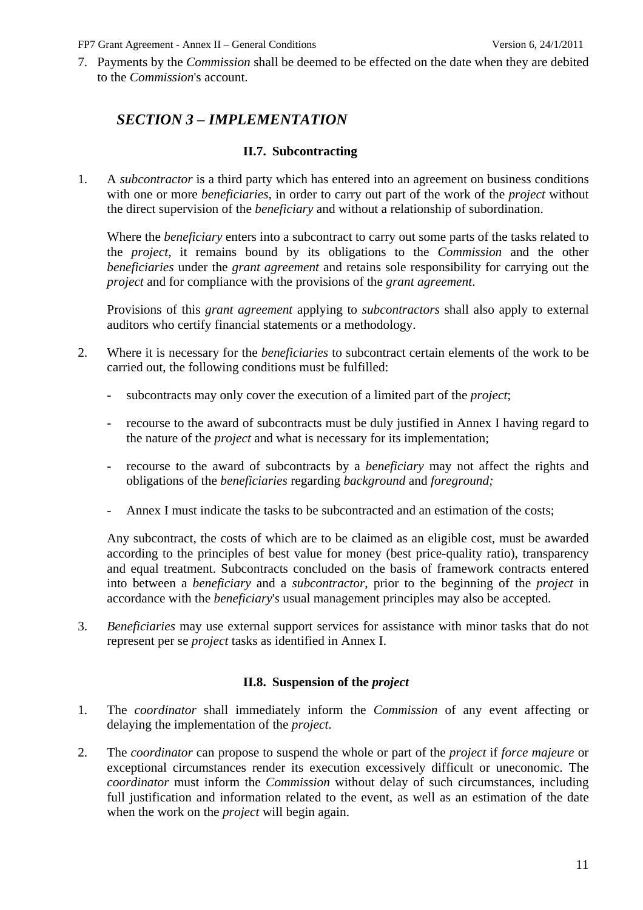7. Payments by the *Commission* shall be deemed to be effected on the date when they are debited to the *Commission*'s account.

## *SECTION 3 – IMPLEMENTATION*

### II.7. Subcontracting

1. A *subcontractor* is a third party which has entered into an agreement on business conditions with one or more *beneficiaries*, in order to carry out part of the work of the *project* without the direct supervision of the *beneficiary* and without a relationship of subordination.

   Where the *beneficiary* enters into a subcontract to carry out some parts of the tasks related to the *project*, it remains bound by its obligations to the *Commission* and the other *beneficiaries* under the *grant agreement* and retains sole responsibility for carrying out the *project* and for compliance with the provisions of the *grant agreement*.

   Provisions of this *grant agreement* applying to *subcontractors* shall also apply to external auditors who certify financial statements or a methodology.

2. Where it is necessary for the *beneficiaries* to subcontract certain elements of the work to be carried out, the following conditions must be fulfilled:

   - subcontracts may only cover the execution of a limited part of the *project*;
   - recourse to the award of subcontracts must be duly justified in Annex I having regard to the nature of the *project* and what is necessary for its implementation;
   - recourse to the award of subcontracts by a *beneficiary* may not affect the rights and obligations of the *beneficiaries* regarding *background* and *foreground;*
   - Annex I must indicate the tasks to be subcontracted and an estimation of the costs;

   Any subcontract, the costs of which are to be claimed as an eligible cost, must be awarded according to the principles of best value for money (best price-quality ratio), transparency and equal treatment. Subcontracts concluded on the basis of framework contracts entered into between a *beneficiary* and a *subcontractor*, prior to the beginning of the *project* in accordance with the *beneficiary*'s usual management principles may also be accepted.

3. *Beneficiaries* may use external support services for assistance with minor tasks that do not represent per se *project* tasks as identified in Annex I.

### II.8. Suspension of the *project*

1. The *coordinator* shall immediately inform the *Commission* of any event affecting or delaying the implementation of the *project*.

2. The *coordinator* can propose to suspend the whole or part of the *project* if *force majeure* or exceptional circumstances render its execution excessively difficult or uneconomic. The *coordinator* must inform the *Commission* without delay of such circumstances, including full justification and information related to the event, as well as an estimation of the date when the work on the *project* will begin again.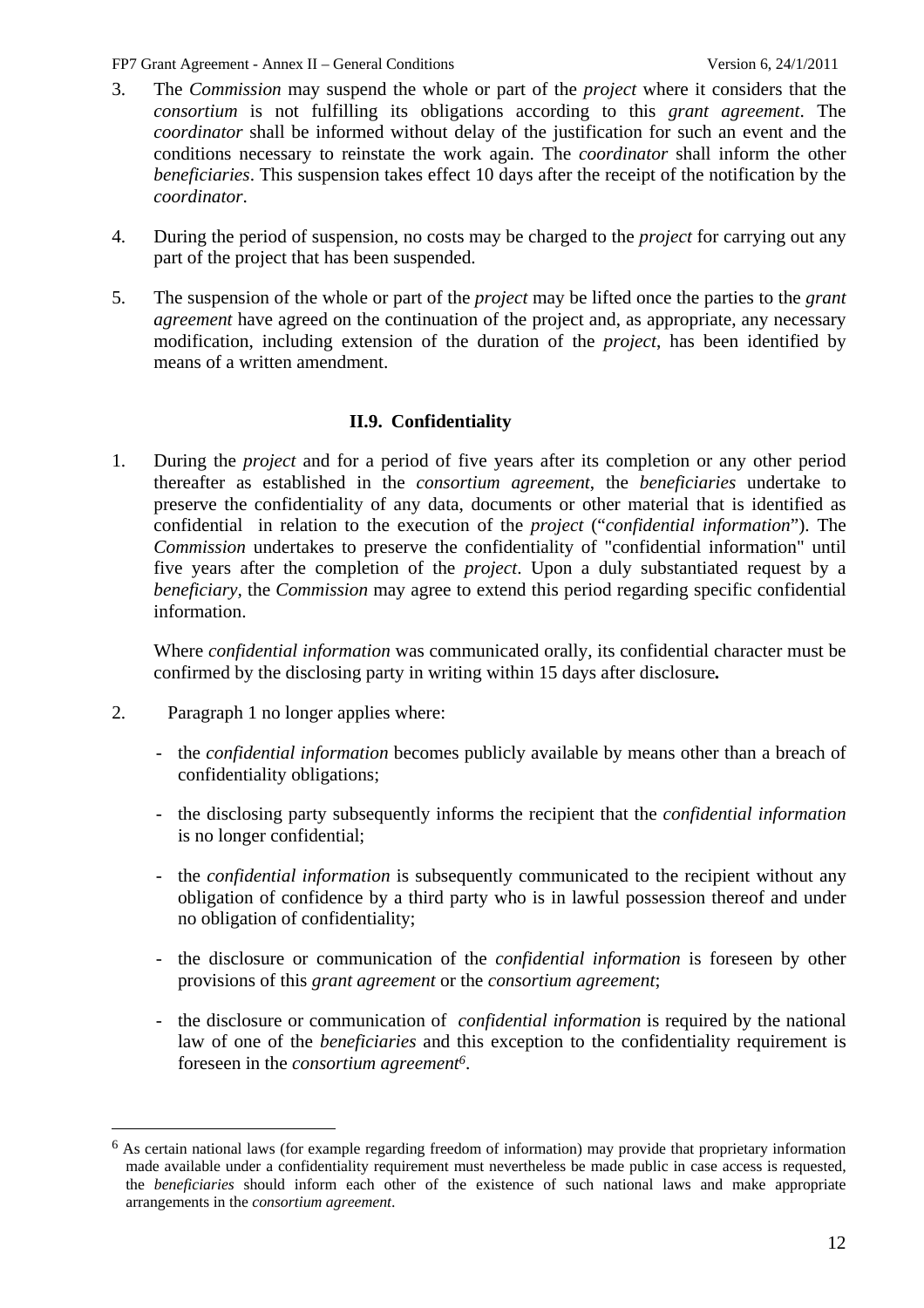3. The *Commission* may suspend the whole or part of the *project* where it considers that the *consortium* is not fulfilling its obligations according to this *grant agreement*. The *coordinator* shall be informed without delay of the justification for such an event and the conditions necessary to reinstate the work again. The *coordinator* shall inform the other *beneficiaries*. This suspension takes effect 10 days after the receipt of the notification by the *coordinator*.

4. During the period of suspension, no costs may be charged to the *project* for carrying out any part of the project that has been suspended.

5. The suspension of the whole or part of the *project* may be lifted once the parties to the *grant agreement* have agreed on the continuation of the project and, as appropriate, any necessary modification, including extension of the duration of the *project*, has been identified by means of a written amendment.

### II.9. Confidentiality

1. During the *project* and for a period of five years after its completion or any other period thereafter as established in the *consortium agreement*, the *beneficiaries* undertake to preserve the confidentiality of any data, documents or other material that is identified as confidential in relation to the execution of the *project* ("*confidential information*"). The *Commission* undertakes to preserve the confidentiality of "confidential information" until five years after the completion of the *project*. Upon a duly substantiated request by a *beneficiary*, the *Commission* may agree to extend this period regarding specific confidential information.

   Where *confidential information* was communicated orally, its confidential character must be confirmed by the disclosing party in writing within 15 days after disclosure**.**

2. Paragraph 1 no longer applies where:

   - the *confidential information* becomes publicly available by means other than a breach of confidentiality obligations;
   - the disclosing party subsequently informs the recipient that the *confidential information* is no longer confidential;
   - the *confidential information* is subsequently communicated to the recipient without any obligation of confidence by a third party who is in lawful possession thereof and under no obligation of confidentiality;
   - the disclosure or communication of the *confidential information* is foreseen by other provisions of this *grant agreement* or the *consortium agreement*;
   - the disclosure or communication of *confidential information* is required by the national law of one of the *beneficiaries* and this exception to the confidentiality requirement is foreseen in the *consortium agreement*[6].

---

[6] As certain national laws (for example regarding freedom of information) may provide that proprietary information made available under a confidentiality requirement must nevertheless be made public in case access is requested, the *beneficiaries* should inform each other of the existence of such national laws and make appropriate arrangements in the *consortium agreement*.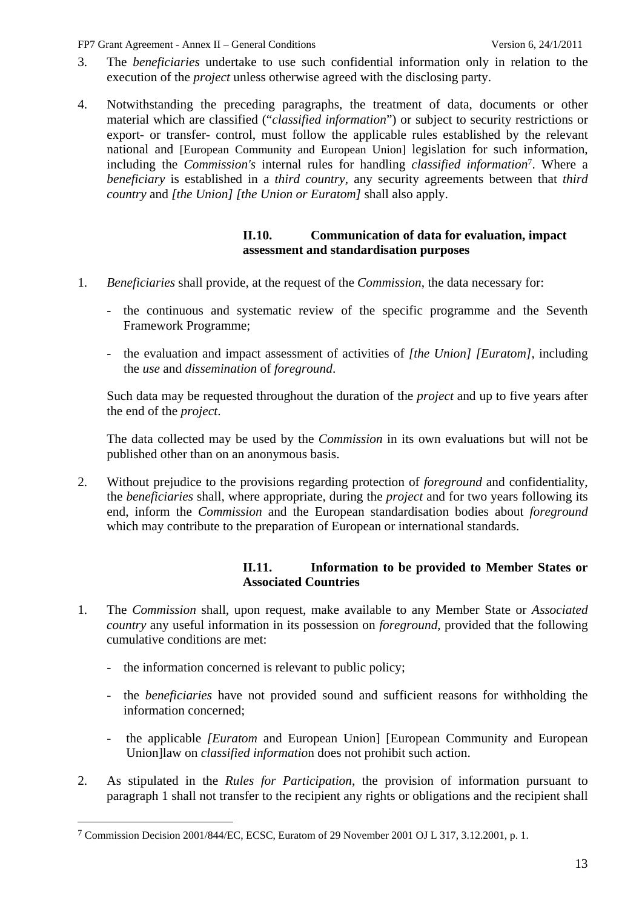3. The *beneficiaries* undertake to use such confidential information only in relation to the execution of the *project* unless otherwise agreed with the disclosing party.

4. Notwithstanding the preceding paragraphs, the treatment of data, documents or other material which are classified ("*classified information*") or subject to security restrictions or export- or transfer- control, must follow the applicable rules established by the relevant national and [European Community and European Union] legislation for such information, including the *Commission's* internal rules for handling *classified information*[7]. Where a *beneficiary* is established in a *third country*, any security agreements between that *third country* and *[the Union] [the Union or Euratom]* shall also apply.

### II.10. Communication of data for evaluation, impact assessment and standardisation purposes

1. *Beneficiaries* shall provide, at the request of the *Commission*, the data necessary for:

   - the continuous and systematic review of the specific programme and the Seventh Framework Programme;

   - the evaluation and impact assessment of activities of *[the Union] [Euratom]*, including the *use* and *dissemination* of *foreground*.

   Such data may be requested throughout the duration of the *project* and up to five years after the end of the *project*.

   The data collected may be used by the *Commission* in its own evaluations but will not be published other than on an anonymous basis.

2. Without prejudice to the provisions regarding protection of *foreground* and confidentiality, the *beneficiaries* shall, where appropriate, during the *project* and for two years following its end, inform the *Commission* and the European standardisation bodies about *foreground* which may contribute to the preparation of European or international standards.

### II.11. Information to be provided to Member States or Associated Countries

1. The *Commission* shall, upon request, make available to any Member State or *Associated country* any useful information in its possession on *foreground*, provided that the following cumulative conditions are met:

   - the information concerned is relevant to public policy;

   - the *beneficiaries* have not provided sound and sufficient reasons for withholding the information concerned;

   - the applicable *[Euratom* and European Union] [European Community and European Union]law on *classified informatio*n does not prohibit such action.

2. As stipulated in the *Rules for Participation*, the provision of information pursuant to paragraph 1 shall not transfer to the recipient any rights or obligations and the recipient shall

[7] Commission Decision 2001/844/EC, ECSC, Euratom of 29 November 2001 OJ L 317, 3.12.2001, p. 1.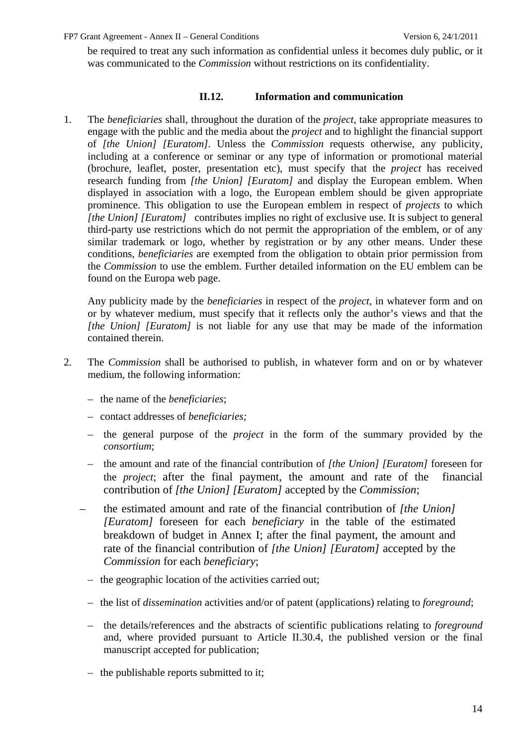be required to treat any such information as confidential unless it becomes duly public, or it was communicated to the *Commission* without restrictions on its confidentiality.

### II.12. Information and communication

1. The *beneficiaries* shall, throughout the duration of the *project*, take appropriate measures to engage with the public and the media about the *project* and to highlight the financial support of *[the Union] [Euratom]*. Unless the *Commission* requests otherwise, any publicity, including at a conference or seminar or any type of information or promotional material (brochure, leaflet, poster, presentation etc), must specify that the *project* has received research funding from *[the Union] [Euratom]* and display the European emblem. When displayed in association with a logo, the European emblem should be given appropriate prominence. This obligation to use the European emblem in respect of *projects* to which *[the Union] [Euratom]* contributes implies no right of exclusive use. It is subject to general third-party use restrictions which do not permit the appropriation of the emblem, or of any similar trademark or logo, whether by registration or by any other means. Under these conditions, *beneficiaries* are exempted from the obligation to obtain prior permission from the *Commission* to use the emblem. Further detailed information on the EU emblem can be found on the Europa web page.

   Any publicity made by the *beneficiaries* in respect of the *project*, in whatever form and on or by whatever medium, must specify that it reflects only the author's views and that the *[the Union] [Euratom]* is not liable for any use that may be made of the information contained therein.

2. The *Commission* shall be authorised to publish, in whatever form and on or by whatever medium, the following information:

   – the name of the *beneficiaries*;

   – contact addresses of *beneficiaries;*

   – the general purpose of the *project* in the form of the summary provided by the *consortium*;

   – the amount and rate of the financial contribution of *[the Union] [Euratom]* foreseen for the *project*; after the final payment, the amount and rate of the financial contribution of *[the Union] [Euratom]* accepted by the *Commission*;

   – the estimated amount and rate of the financial contribution of *[the Union] [Euratom]* foreseen for each *beneficiary* in the table of the estimated breakdown of budget in Annex I; after the final payment, the amount and rate of the financial contribution of *[the Union] [Euratom]* accepted by the *Commission* for each *beneficiary*;

   – the geographic location of the activities carried out;

   – the list of *dissemination* activities and/or of patent (applications) relating to *foreground*;

   – the details/references and the abstracts of scientific publications relating to *foreground* and, where provided pursuant to Article II.30.4, the published version or the final manuscript accepted for publication;

   – the publishable reports submitted to it;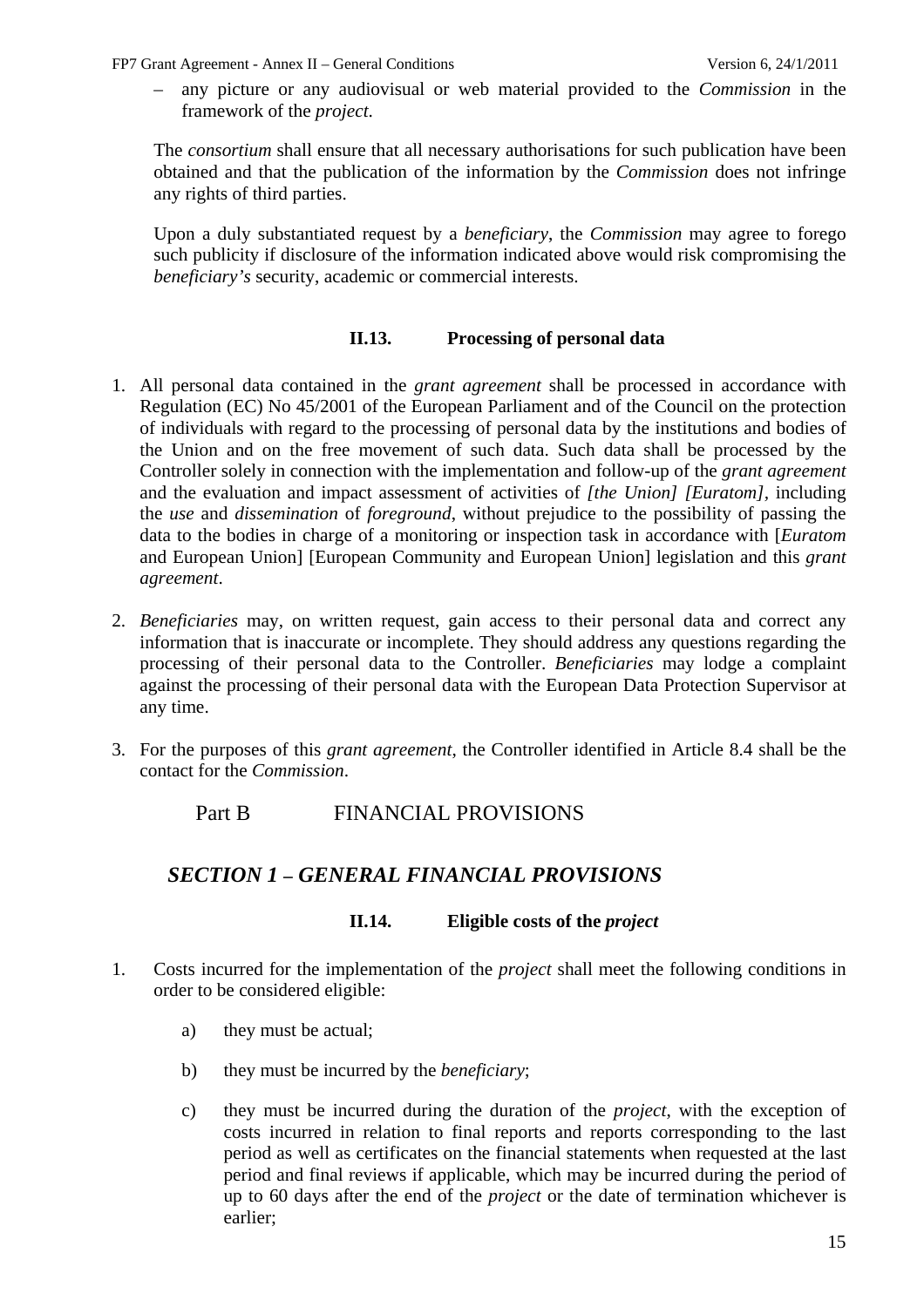– any picture or any audiovisual or web material provided to the *Commission* in the framework of the *project.*

The *consortium* shall ensure that all necessary authorisations for such publication have been obtained and that the publication of the information by the *Commission* does not infringe any rights of third parties.

Upon a duly substantiated request by a *beneficiary*, the *Commission* may agree to forego such publicity if disclosure of the information indicated above would risk compromising the *beneficiary's* security, academic or commercial interests.

### II.13. Processing of personal data

1. All personal data contained in the *grant agreement* shall be processed in accordance with Regulation (EC) No 45/2001 of the European Parliament and of the Council on the protection of individuals with regard to the processing of personal data by the institutions and bodies of the Union and on the free movement of such data. Such data shall be processed by the Controller solely in connection with the implementation and follow-up of the *grant agreement* and the evaluation and impact assessment of activities of *[the Union] [Euratom]*, including the *use* and *dissemination* of *foreground*, without prejudice to the possibility of passing the data to the bodies in charge of a monitoring or inspection task in accordance with [*Euratom* and European Union] [European Community and European Union] legislation and this *grant agreement*.

2. *Beneficiaries* may, on written request, gain access to their personal data and correct any information that is inaccurate or incomplete. They should address any questions regarding the processing of their personal data to the Controller. *Beneficiaries* may lodge a complaint against the processing of their personal data with the European Data Protection Supervisor at any time.

3. For the purposes of this *grant agreement,* the Controller identified in Article 8.4 shall be the contact for the *Commission*.

# Part B FINANCIAL PROVISIONS

## *SECTION 1 – GENERAL FINANCIAL PROVISIONS*

### II.14. Eligible costs of the *project*

1. Costs incurred for the implementation of the *project* shall meet the following conditions in order to be considered eligible:

   a) they must be actual;

   b) they must be incurred by the *beneficiary*;

   c) they must be incurred during the duration of the *project*, with the exception of costs incurred in relation to final reports and reports corresponding to the last period as well as certificates on the financial statements when requested at the last period and final reviews if applicable, which may be incurred during the period of up to 60 days after the end of the *project* or the date of termination whichever is earlier;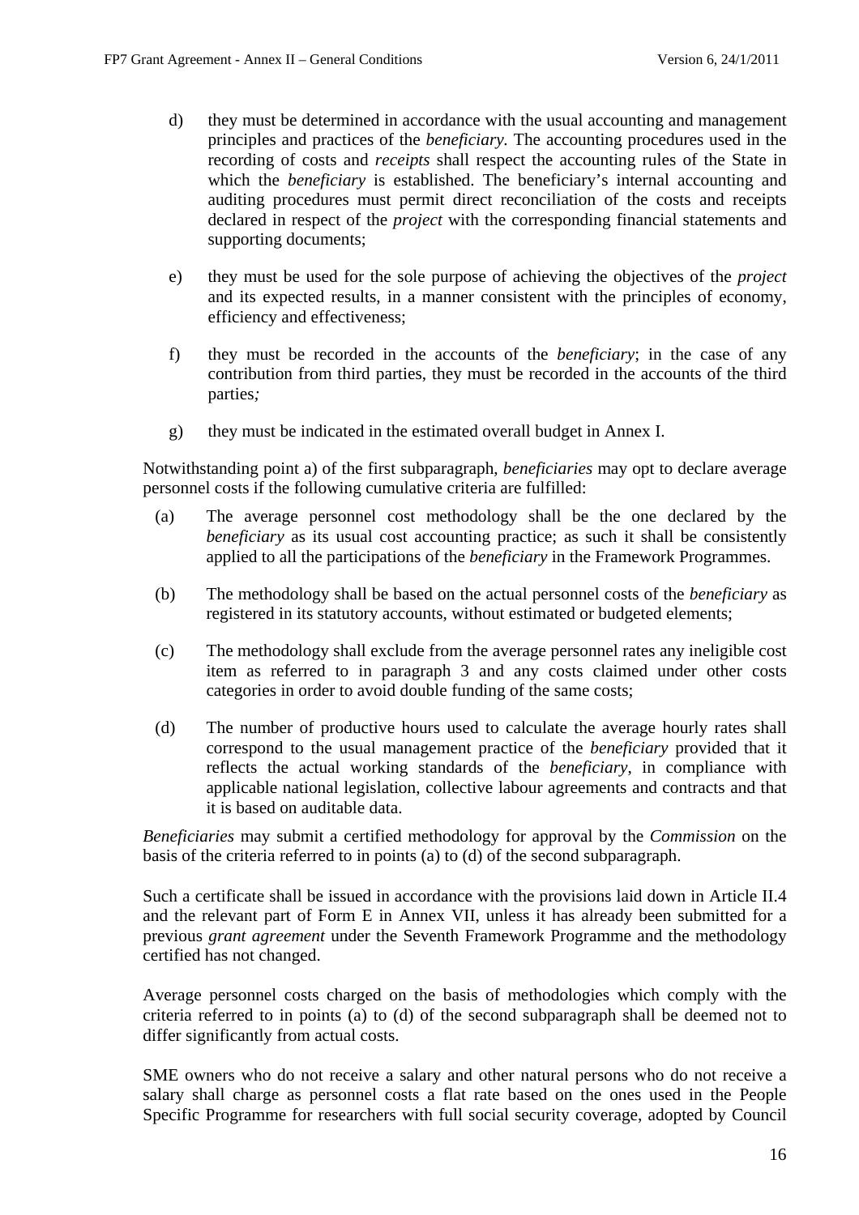d) they must be determined in accordance with the usual accounting and management principles and practices of the *beneficiary*. The accounting procedures used in the recording of costs and *receipts* shall respect the accounting rules of the State in which the *beneficiary* is established. The beneficiary's internal accounting and auditing procedures must permit direct reconciliation of the costs and receipts declared in respect of the *project* with the corresponding financial statements and supporting documents;

e) they must be used for the sole purpose of achieving the objectives of the *project* and its expected results, in a manner consistent with the principles of economy, efficiency and effectiveness;

f) they must be recorded in the accounts of the *beneficiary*; in the case of any contribution from third parties, they must be recorded in the accounts of the third parties*;*

g) they must be indicated in the estimated overall budget in Annex I.

Notwithstanding point a) of the first subparagraph, *beneficiaries* may opt to declare average personnel costs if the following cumulative criteria are fulfilled:

(a) The average personnel cost methodology shall be the one declared by the *beneficiary* as its usual cost accounting practice; as such it shall be consistently applied to all the participations of the *beneficiary* in the Framework Programmes.

(b) The methodology shall be based on the actual personnel costs of the *beneficiary* as registered in its statutory accounts, without estimated or budgeted elements;

(c) The methodology shall exclude from the average personnel rates any ineligible cost item as referred to in paragraph 3 and any costs claimed under other costs categories in order to avoid double funding of the same costs;

(d) The number of productive hours used to calculate the average hourly rates shall correspond to the usual management practice of the *beneficiary* provided that it reflects the actual working standards of the *beneficiary*, in compliance with applicable national legislation, collective labour agreements and contracts and that it is based on auditable data.

*Beneficiaries* may submit a certified methodology for approval by the *Commission* on the basis of the criteria referred to in points (a) to (d) of the second subparagraph.

Such a certificate shall be issued in accordance with the provisions laid down in Article II.4 and the relevant part of Form E in Annex VII, unless it has already been submitted for a previous *grant agreement* under the Seventh Framework Programme and the methodology certified has not changed.

Average personnel costs charged on the basis of methodologies which comply with the criteria referred to in points (a) to (d) of the second subparagraph shall be deemed not to differ significantly from actual costs.

SME owners who do not receive a salary and other natural persons who do not receive a salary shall charge as personnel costs a flat rate based on the ones used in the People Specific Programme for researchers with full social security coverage, adopted by Council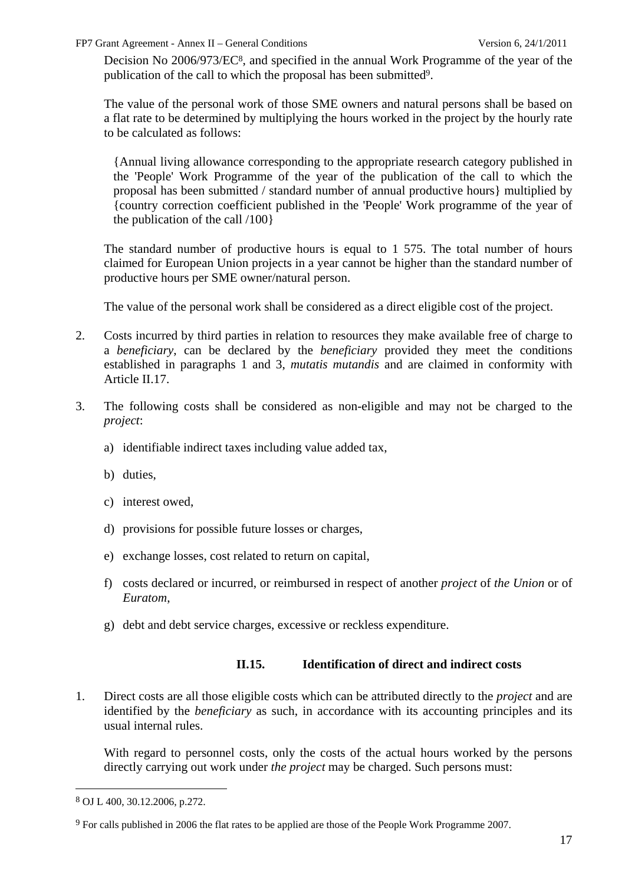Decision No 2006/973/EC[8], and specified in the annual Work Programme of the year of the publication of the call to which the proposal has been submitted[9].

The value of the personal work of those SME owners and natural persons shall be based on a flat rate to be determined by multiplying the hours worked in the project by the hourly rate to be calculated as follows:

> {Annual living allowance corresponding to the appropriate research category published in the 'People' Work Programme of the year of the publication of the call to which the proposal has been submitted / standard number of annual productive hours} multiplied by {country correction coefficient published in the 'People' Work programme of the year of the publication of the call /100}

The standard number of productive hours is equal to 1 575. The total number of hours claimed for European Union projects in a year cannot be higher than the standard number of productive hours per SME owner/natural person.

The value of the personal work shall be considered as a direct eligible cost of the project.

2. Costs incurred by third parties in relation to resources they make available free of charge to a *beneficiary*, can be declared by the *beneficiary* provided they meet the conditions established in paragraphs 1 and 3, *mutatis mutandis* and are claimed in conformity with Article II.17.

3. The following costs shall be considered as non-eligible and may not be charged to the *project*:

   a) identifiable indirect taxes including value added tax,

   b) duties,

   c) interest owed,

   d) provisions for possible future losses or charges,

   e) exchange losses, cost related to return on capital,

   f) costs declared or incurred, or reimbursed in respect of another *project* of *the Union* or of *Euratom*,

   g) debt and debt service charges, excessive or reckless expenditure.

### II.15. Identification of direct and indirect costs

1. Direct costs are all those eligible costs which can be attributed directly to the *project* and are identified by the *beneficiary* as such, in accordance with its accounting principles and its usual internal rules.

   With regard to personnel costs, only the costs of the actual hours worked by the persons directly carrying out work under *the project* may be charged. Such persons must:

---

[8] OJ L 400, 30.12.2006, p.272.

[9] For calls published in 2006 the flat rates to be applied are those of the People Work Programme 2007.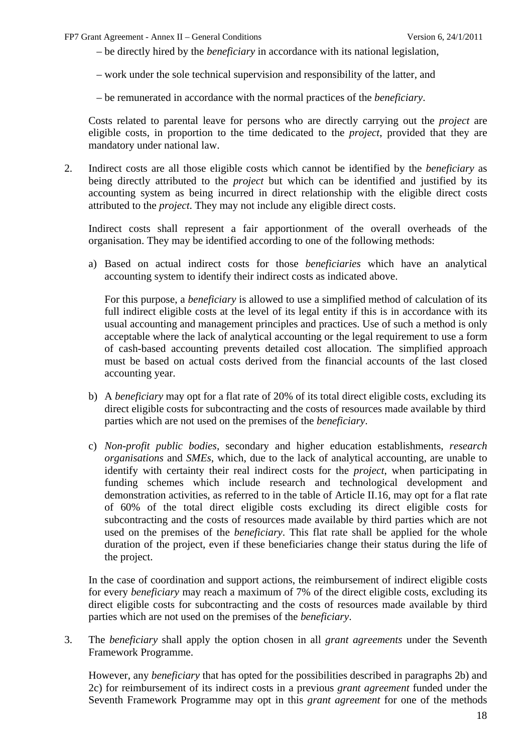– be directly hired by the *beneficiary* in accordance with its national legislation,

– work under the sole technical supervision and responsibility of the latter, and

– be remunerated in accordance with the normal practices of the *beneficiary*.

Costs related to parental leave for persons who are directly carrying out the *project* are eligible costs, in proportion to the time dedicated to the *project*, provided that they are mandatory under national law.

2. Indirect costs are all those eligible costs which cannot be identified by the *beneficiary* as being directly attributed to the *project* but which can be identified and justified by its accounting system as being incurred in direct relationship with the eligible direct costs attributed to the *project*. They may not include any eligible direct costs.

   Indirect costs shall represent a fair apportionment of the overall overheads of the organisation. They may be identified according to one of the following methods:

   a) Based on actual indirect costs for those *beneficiaries* which have an analytical accounting system to identify their indirect costs as indicated above.

      For this purpose, a *beneficiary* is allowed to use a simplified method of calculation of its full indirect eligible costs at the level of its legal entity if this is in accordance with its usual accounting and management principles and practices. Use of such a method is only acceptable where the lack of analytical accounting or the legal requirement to use a form of cash-based accounting prevents detailed cost allocation. The simplified approach must be based on actual costs derived from the financial accounts of the last closed accounting year.

   b) A *beneficiary* may opt for a flat rate of 20% of its total direct eligible costs, excluding its direct eligible costs for subcontracting and the costs of resources made available by third parties which are not used on the premises of the *beneficiary*.

   c) *Non-profit public bodies*, secondary and higher education establishments, *research organisations* and *SMEs*, which, due to the lack of analytical accounting, are unable to identify with certainty their real indirect costs for the *project*, when participating in funding schemes which include research and technological development and demonstration activities, as referred to in the table of Article II.16, may opt for a flat rate of 60% of the total direct eligible costs excluding its direct eligible costs for subcontracting and the costs of resources made available by third parties which are not used on the premises of the *beneficiary*. This flat rate shall be applied for the whole duration of the project, even if these beneficiaries change their status during the life of the project.

   In the case of coordination and support actions, the reimbursement of indirect eligible costs for every *beneficiary* may reach a maximum of 7% of the direct eligible costs, excluding its direct eligible costs for subcontracting and the costs of resources made available by third parties which are not used on the premises of the *beneficiary*.

3. The *beneficiary* shall apply the option chosen in all *grant agreements* under the Seventh Framework Programme.

   However, any *beneficiary* that has opted for the possibilities described in paragraphs 2b) and 2c) for reimbursement of its indirect costs in a previous *grant agreement* funded under the Seventh Framework Programme may opt in this *grant agreement* for one of the methods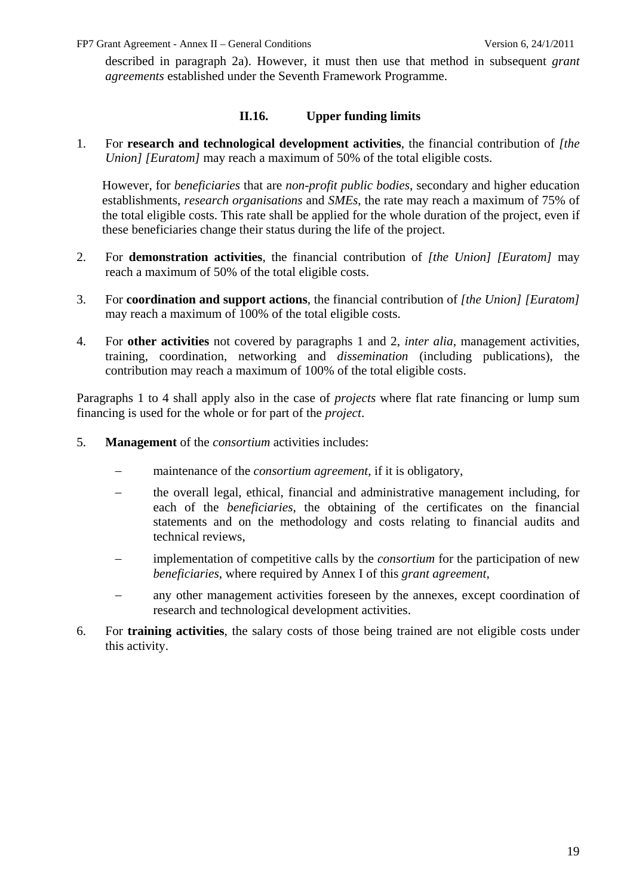described in paragraph 2a). However, it must then use that method in subsequent *grant agreements* established under the Seventh Framework Programme.

### II.16. Upper funding limits

1. For **research and technological development activities**, the financial contribution of *[the Union] [Euratom]* may reach a maximum of 50% of the total eligible costs.

   However, for *beneficiaries* that are *non-profit public bodies*, secondary and higher education establishments, *research organisations* and *SMEs*, the rate may reach a maximum of 75% of the total eligible costs. This rate shall be applied for the whole duration of the project, even if these beneficiaries change their status during the life of the project.

2. For **demonstration activities**, the financial contribution of *[the Union] [Euratom]* may reach a maximum of 50% of the total eligible costs.

3. For **coordination and support actions**, the financial contribution of *[the Union] [Euratom]* may reach a maximum of 100% of the total eligible costs.

4. For **other activities** not covered by paragraphs 1 and 2, *inter alia*, management activities, training, coordination, networking and *dissemination* (including publications), the contribution may reach a maximum of 100% of the total eligible costs.

Paragraphs 1 to 4 shall apply also in the case of *projects* where flat rate financing or lump sum financing is used for the whole or for part of the *project*.

5. **Management** of the *consortium* activities includes:

   - maintenance of the *consortium agreement*, if it is obligatory,
   - the overall legal, ethical, financial and administrative management including, for each of the *beneficiaries*, the obtaining of the certificates on the financial statements and on the methodology and costs relating to financial audits and technical reviews,
   - implementation of competitive calls by the *consortium* for the participation of new *beneficiaries*, where required by Annex I of this *grant agreement*,
   - any other management activities foreseen by the annexes, except coordination of research and technological development activities.

6. For **training activities**, the salary costs of those being trained are not eligible costs under this activity.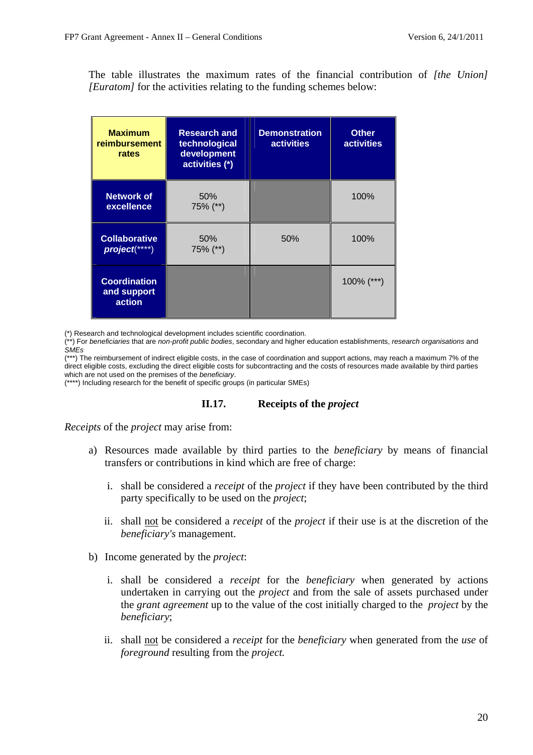The table illustrates the maximum rates of the financial contribution of *[the Union] [Euratom]* for the activities relating to the funding schemes below:

| **Maximum reimbursement rates** | **Research and technological development activities (*)** | **Demonstration activities** | **Other activities** |
|---|---|---|---|
| **Network of excellence** | 50% 75% (**) | | 100% |
| **Collaborative *project*(****)** | 50% 75% (**) | 50% | 100% |
| **Coordination and support action** | | | 100% (***) |

(*) Research and technological development includes scientific coordination.
(**) For *beneficiaries* that are *non-profit public bodies*, secondary and higher education establishments, *research organisations* and *SMEs*
(***) The reimbursement of indirect eligible costs, in the case of coordination and support actions, may reach a maximum 7% of the direct eligible costs, excluding the direct eligible costs for subcontracting and the costs of resources made available by third parties which are not used on the premises of the *beneficiary*.
(****) Including research for the benefit of specific groups (in particular SMEs)

### II.17. Receipts of the *project*

*Receipts* of the *project* may arise from:

a) Resources made available by third parties to the *beneficiary* by means of financial transfers or contributions in kind which are free of charge:

   i. shall be considered a *receipt* of the *project* if they have been contributed by the third party specifically to be used on the *project*;

   ii. shall not be considered a *receipt* of the *project* if their use is at the discretion of the *beneficiary's* management.

b) Income generated by the *project*:

   i. shall be considered a *receipt* for the *beneficiary* when generated by actions undertaken in carrying out the *project* and from the sale of assets purchased under the *grant agreement* up to the value of the cost initially charged to the *project* by the *beneficiary*;

   ii. shall not be considered a *receipt* for the *beneficiary* when generated from the *use* of *foreground* resulting from the *project.*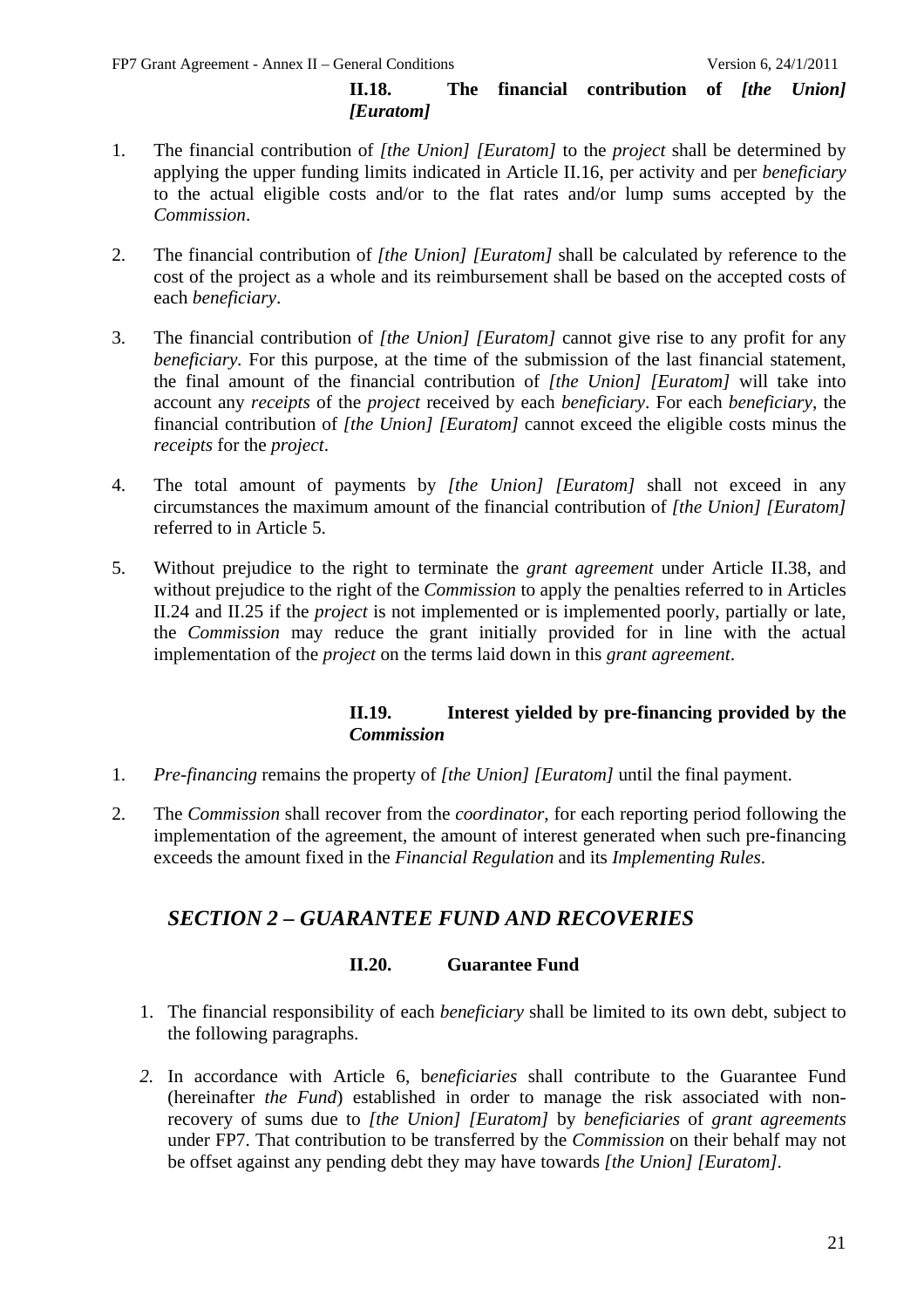### II.18. The financial contribution of *[the Union] [Euratom]*

1. The financial contribution of *[the Union] [Euratom]* to the *project* shall be determined by applying the upper funding limits indicated in Article II.16, per activity and per *beneficiary* to the actual eligible costs and/or to the flat rates and/or lump sums accepted by the *Commission*.

2. The financial contribution of *[the Union] [Euratom]* shall be calculated by reference to the cost of the project as a whole and its reimbursement shall be based on the accepted costs of each *beneficiary*.

3. The financial contribution of *[the Union] [Euratom]* cannot give rise to any profit for any *beneficiary*. For this purpose, at the time of the submission of the last financial statement, the final amount of the financial contribution of *[the Union] [Euratom]* will take into account any *receipts* of the *project* received by each *beneficiary*. For each *beneficiary*, the financial contribution of *[the Union] [Euratom]* cannot exceed the eligible costs minus the *receipts* for the *project*.

4. The total amount of payments by *[the Union] [Euratom]* shall not exceed in any circumstances the maximum amount of the financial contribution of *[the Union] [Euratom]* referred to in Article 5.

5. Without prejudice to the right to terminate the *grant agreement* under Article II.38, and without prejudice to the right of the *Commission* to apply the penalties referred to in Articles II.24 and II.25 if the *project* is not implemented or is implemented poorly, partially or late, the *Commission* may reduce the grant initially provided for in line with the actual implementation of the *project* on the terms laid down in this *grant agreement*.

### II.19. Interest yielded by pre-financing provided by the *Commission*

1. *Pre-financing* remains the property of *[the Union] [Euratom]* until the final payment.

2. The *Commission* shall recover from the *coordinator*, for each reporting period following the implementation of the agreement, the amount of interest generated when such pre-financing exceeds the amount fixed in the *Financial Regulation* and its *Implementing Rules*.

## *SECTION 2 – GUARANTEE FUND AND RECOVERIES*

### II.20. Guarantee Fund

1. The financial responsibility of each *beneficiary* shall be limited to its own debt, subject to the following paragraphs.

2. In accordance with Article 6, b*eneficiaries* shall contribute to the Guarantee Fund (hereinafter *the Fund*) established in order to manage the risk associated with non-recovery of sums due to *[the Union] [Euratom]* by *beneficiaries* of *grant agreements* under FP7. That contribution to be transferred by the *Commission* on their behalf may not be offset against any pending debt they may have towards *[the Union] [Euratom]*.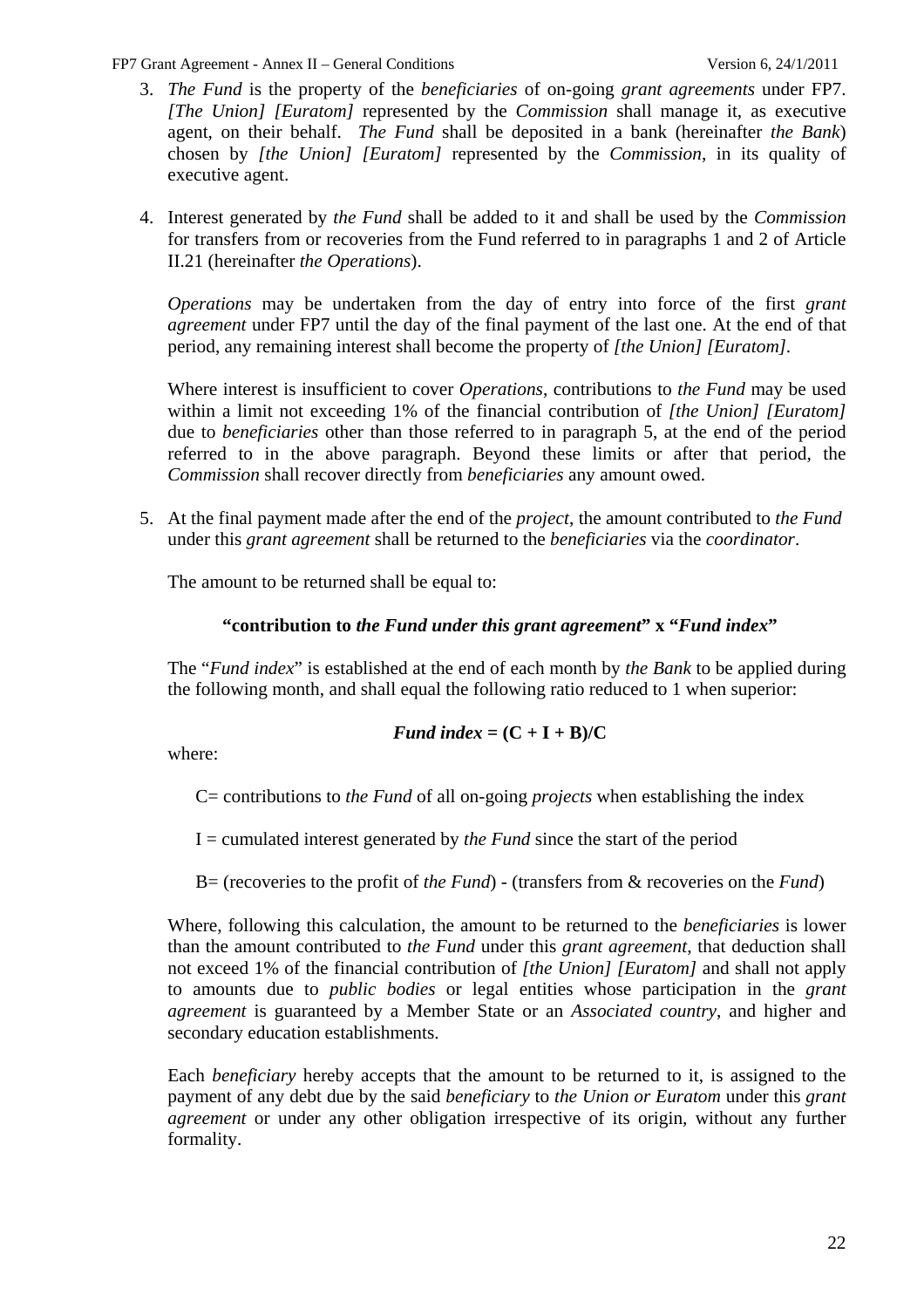3. *The Fund* is the property of the *beneficiaries* of on-going *grant agreements* under FP7. *[The Union] [Euratom]* represented by the *Commission* shall manage it, as executive agent, on their behalf. *The Fund* shall be deposited in a bank (hereinafter *the Bank*) chosen by *[the Union] [Euratom]* represented by the *Commission*, in its quality of executive agent.

4. Interest generated by *the Fund* shall be added to it and shall be used by the *Commission* for transfers from or recoveries from the Fund referred to in paragraphs 1 and 2 of Article II.21 (hereinafter *the Operations*).

   *Operations* may be undertaken from the day of entry into force of the first *grant agreement* under FP7 until the day of the final payment of the last one. At the end of that period, any remaining interest shall become the property of *[the Union] [Euratom]*.

   Where interest is insufficient to cover *Operations*, contributions to *the Fund* may be used within a limit not exceeding 1% of the financial contribution of *[the Union] [Euratom]* due to *beneficiaries* other than those referred to in paragraph 5, at the end of the period referred to in the above paragraph. Beyond these limits or after that period, the *Commission* shall recover directly from *beneficiaries* any amount owed.

5. At the final payment made after the end of the *project*, the amount contributed to *the Fund* under this *grant agreement* shall be returned to the *beneficiaries* via the *coordinator*.

   The amount to be returned shall be equal to:

   **"contribution to *the Fund under this grant agreement*" x "*Fund index*"**

   The "*Fund index*" is established at the end of each month by *the Bank* to be applied during the following month, and shall equal the following ratio reduced to 1 when superior:

   $$\textit{Fund index} = (C + I + B)/C$$

   where:

   C= contributions to *the Fund* of all on-going *projects* when establishing the index

   I = cumulated interest generated by *the Fund* since the start of the period

   B= (recoveries to the profit of *the Fund*) - (transfers from & recoveries on the *Fund*)

   Where, following this calculation, the amount to be returned to the *beneficiaries* is lower than the amount contributed to *the Fund* under this *grant agreement*, that deduction shall not exceed 1% of the financial contribution of *[the Union] [Euratom]* and shall not apply to amounts due to *public bodies* or legal entities whose participation in the *grant agreement* is guaranteed by a Member State or an *Associated country*, and higher and secondary education establishments.

   Each *beneficiary* hereby accepts that the amount to be returned to it, is assigned to the payment of any debt due by the said *beneficiary* to *the Union or Euratom* under this *grant agreement* or under any other obligation irrespective of its origin, without any further formality.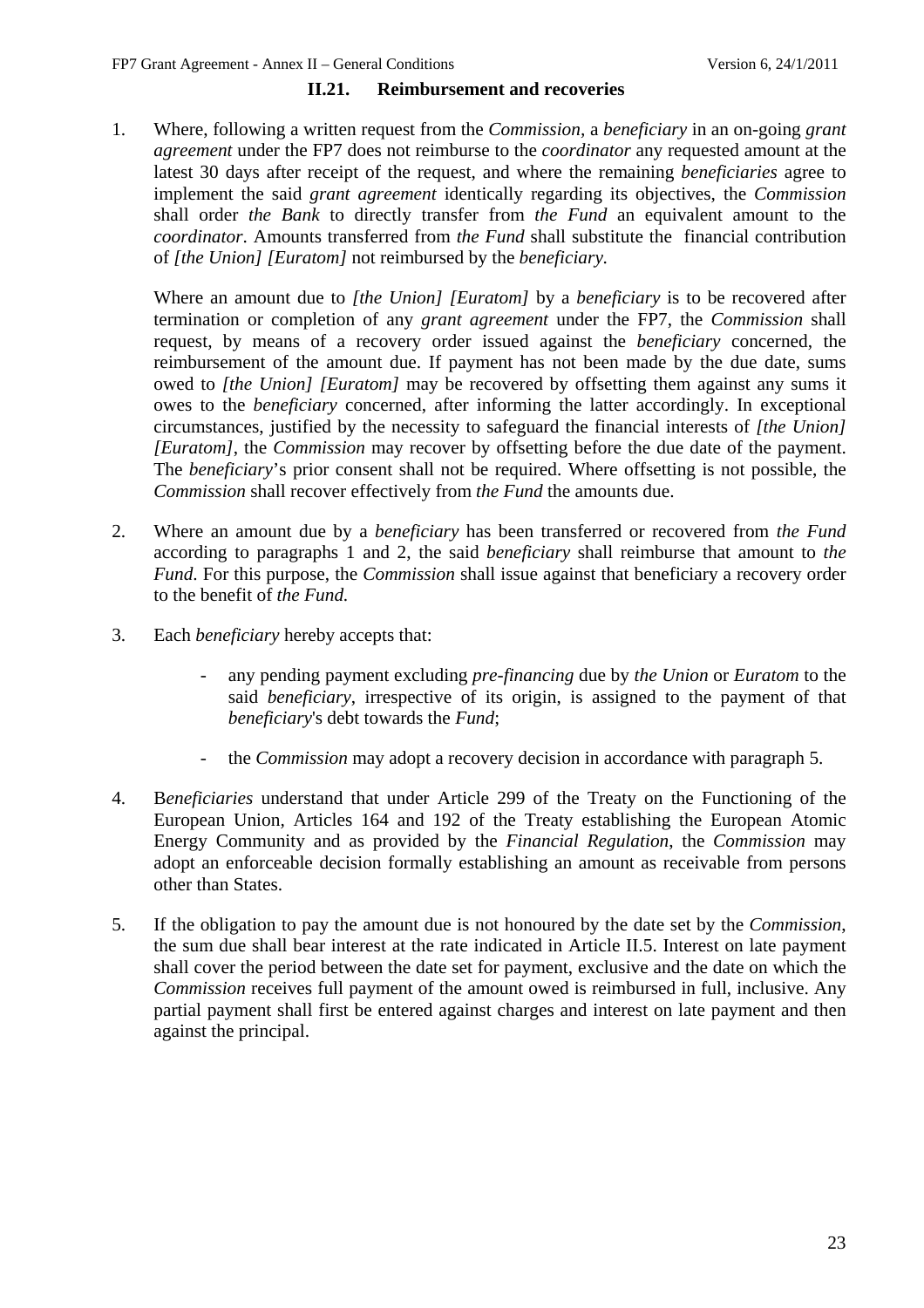### II.21. Reimbursement and recoveries

1. Where, following a written request from the *Commission*, a *beneficiary* in an on-going *grant agreement* under the FP7 does not reimburse to the *coordinator* any requested amount at the latest 30 days after receipt of the request, and where the remaining *beneficiaries* agree to implement the said *grant agreement* identically regarding its objectives, the *Commission* shall order *the Bank* to directly transfer from *the Fund* an equivalent amount to the *coordinator*. Amounts transferred from *the Fund* shall substitute the financial contribution of *[the Union] [Euratom]* not reimbursed by the *beneficiary*.

   Where an amount due to *[the Union] [Euratom]* by a *beneficiary* is to be recovered after termination or completion of any *grant agreement* under the FP7, the *Commission* shall request, by means of a recovery order issued against the *beneficiary* concerned, the reimbursement of the amount due. If payment has not been made by the due date, sums owed to *[the Union] [Euratom]* may be recovered by offsetting them against any sums it owes to the *beneficiary* concerned, after informing the latter accordingly. In exceptional circumstances, justified by the necessity to safeguard the financial interests of *[the Union] [Euratom]*, the *Commission* may recover by offsetting before the due date of the payment. The *beneficiary*'s prior consent shall not be required. Where offsetting is not possible, the *Commission* shall recover effectively from *the Fund* the amounts due.

2. Where an amount due by a *beneficiary* has been transferred or recovered from *the Fund* according to paragraphs 1 and 2, the said *beneficiary* shall reimburse that amount to *the Fund*. For this purpose, the *Commission* shall issue against that beneficiary a recovery order to the benefit of *the Fund.*

3. Each *beneficiary* hereby accepts that:

   - any pending payment excluding *pre-financing* due by *the Union* or *Euratom* to the said *beneficiary*, irrespective of its origin, is assigned to the payment of that *beneficiary*'s debt towards the *Fund*;

   - the *Commission* may adopt a recovery decision in accordance with paragraph 5.

4. B*eneficiaries* understand that under Article 299 of the Treaty on the Functioning of the European Union, Articles 164 and 192 of the Treaty establishing the European Atomic Energy Community and as provided by the *Financial Regulation*, the *Commission* may adopt an enforceable decision formally establishing an amount as receivable from persons other than States.

5. If the obligation to pay the amount due is not honoured by the date set by the *Commission*, the sum due shall bear interest at the rate indicated in Article II.5. Interest on late payment shall cover the period between the date set for payment, exclusive and the date on which the *Commission* receives full payment of the amount owed is reimbursed in full, inclusive. Any partial payment shall first be entered against charges and interest on late payment and then against the principal.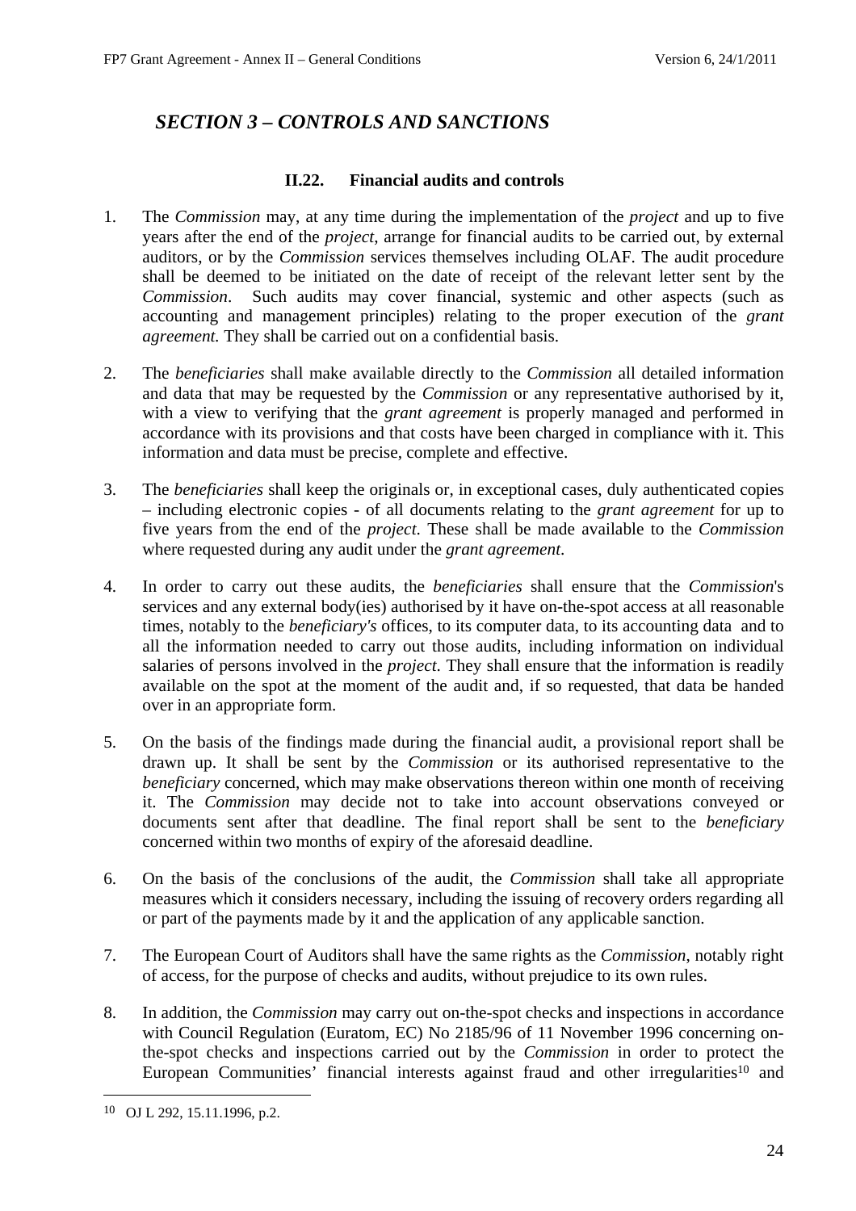## *SECTION 3 – CONTROLS AND SANCTIONS*

### II.22. Financial audits and controls

1. The *Commission* may, at any time during the implementation of the *project* and up to five years after the end of the *project*, arrange for financial audits to be carried out, by external auditors, or by the *Commission* services themselves including OLAF. The audit procedure shall be deemed to be initiated on the date of receipt of the relevant letter sent by the *Commission*. Such audits may cover financial, systemic and other aspects (such as accounting and management principles) relating to the proper execution of the *grant agreement.* They shall be carried out on a confidential basis.

2. The *beneficiaries* shall make available directly to the *Commission* all detailed information and data that may be requested by the *Commission* or any representative authorised by it, with a view to verifying that the *grant agreement* is properly managed and performed in accordance with its provisions and that costs have been charged in compliance with it. This information and data must be precise, complete and effective.

3. The *beneficiaries* shall keep the originals or, in exceptional cases, duly authenticated copies – including electronic copies - of all documents relating to the *grant agreement* for up to five years from the end of the *project*. These shall be made available to the *Commission* where requested during any audit under the *grant agreement*.

4. In order to carry out these audits, the *beneficiaries* shall ensure that the *Commission*'s services and any external body(ies) authorised by it have on-the-spot access at all reasonable times, notably to the *beneficiary's* offices, to its computer data, to its accounting data and to all the information needed to carry out those audits, including information on individual salaries of persons involved in the *project*. They shall ensure that the information is readily available on the spot at the moment of the audit and, if so requested, that data be handed over in an appropriate form.

5. On the basis of the findings made during the financial audit, a provisional report shall be drawn up. It shall be sent by the *Commission* or its authorised representative to the *beneficiary* concerned, which may make observations thereon within one month of receiving it. The *Commission* may decide not to take into account observations conveyed or documents sent after that deadline. The final report shall be sent to the *beneficiary* concerned within two months of expiry of the aforesaid deadline.

6. On the basis of the conclusions of the audit, the *Commission* shall take all appropriate measures which it considers necessary, including the issuing of recovery orders regarding all or part of the payments made by it and the application of any applicable sanction.

7. The European Court of Auditors shall have the same rights as the *Commission*, notably right of access, for the purpose of checks and audits, without prejudice to its own rules.

8. In addition, the *Commission* may carry out on-the-spot checks and inspections in accordance with Council Regulation (Euratom, EC) No 2185/96 of 11 November 1996 concerning on-the-spot checks and inspections carried out by the *Commission* in order to protect the European Communities' financial interests against fraud and other irregularities[10] and

[10] OJ L 292, 15.11.1996, p.2.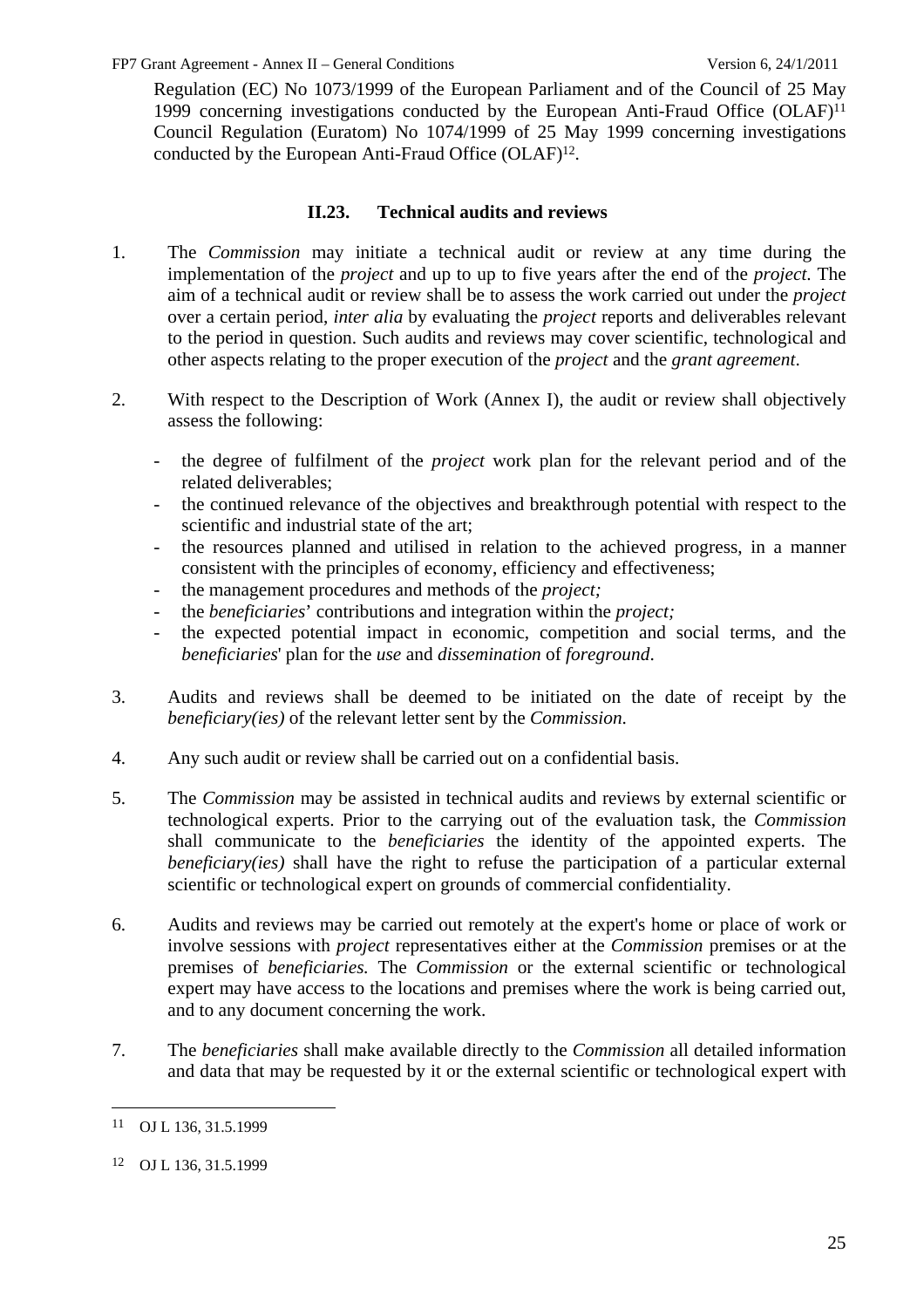Regulation (EC) No 1073/1999 of the European Parliament and of the Council of 25 May 1999 concerning investigations conducted by the European Anti-Fraud Office (OLAF)[11] Council Regulation (Euratom) No 1074/1999 of 25 May 1999 concerning investigations conducted by the European Anti-Fraud Office (OLAF)[12].

## II.23. Technical audits and reviews

1. The *Commission* may initiate a technical audit or review at any time during the implementation of the *project* and up to up to five years after the end of the *project*. The aim of a technical audit or review shall be to assess the work carried out under the *project* over a certain period, *inter alia* by evaluating the *project* reports and deliverables relevant to the period in question. Such audits and reviews may cover scientific, technological and other aspects relating to the proper execution of the *project* and the *grant agreement*.

2. With respect to the Description of Work (Annex I), the audit or review shall objectively assess the following:

   - the degree of fulfilment of the *project* work plan for the relevant period and of the related deliverables;
   - the continued relevance of the objectives and breakthrough potential with respect to the scientific and industrial state of the art;
   - the resources planned and utilised in relation to the achieved progress, in a manner consistent with the principles of economy, efficiency and effectiveness;
   - the management procedures and methods of the *project;*
   - the *beneficiaries*' contributions and integration within the *project;*
   - the expected potential impact in economic, competition and social terms, and the *beneficiaries*' plan for the *use* and *dissemination* of *foreground*.

3. Audits and reviews shall be deemed to be initiated on the date of receipt by the *beneficiary(ies)* of the relevant letter sent by the *Commission*.

4. Any such audit or review shall be carried out on a confidential basis.

5. The *Commission* may be assisted in technical audits and reviews by external scientific or technological experts. Prior to the carrying out of the evaluation task, the *Commission* shall communicate to the *beneficiaries* the identity of the appointed experts. The *beneficiary(ies)* shall have the right to refuse the participation of a particular external scientific or technological expert on grounds of commercial confidentiality.

6. Audits and reviews may be carried out remotely at the expert's home or place of work or involve sessions with *project* representatives either at the *Commission* premises or at the premises of *beneficiaries.* The *Commission* or the external scientific or technological expert may have access to the locations and premises where the work is being carried out, and to any document concerning the work.

7. The *beneficiaries* shall make available directly to the *Commission* all detailed information and data that may be requested by it or the external scientific or technological expert with

---

[11] OJ L 136, 31.5.1999

[12] OJ L 136, 31.5.1999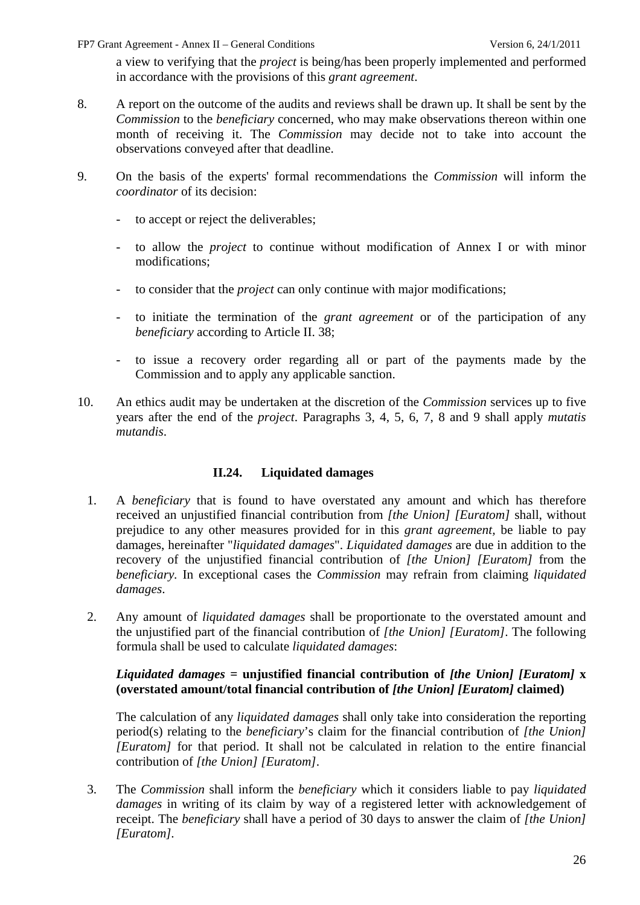a view to verifying that the *project* is being/has been properly implemented and performed in accordance with the provisions of this *grant agreement*.

8. A report on the outcome of the audits and reviews shall be drawn up. It shall be sent by the *Commission* to the *beneficiary* concerned, who may make observations thereon within one month of receiving it. The *Commission* may decide not to take into account the observations conveyed after that deadline.

9. On the basis of the experts' formal recommendations the *Commission* will inform the *coordinator* of its decision:

   - to accept or reject the deliverables;
   - to allow the *project* to continue without modification of Annex I or with minor modifications;
   - to consider that the *project* can only continue with major modifications;
   - to initiate the termination of the *grant agreement* or of the participation of any *beneficiary* according to Article II. 38;
   - to issue a recovery order regarding all or part of the payments made by the Commission and to apply any applicable sanction.

10. An ethics audit may be undertaken at the discretion of the *Commission* services up to five years after the end of the *project*. Paragraphs 3, 4, 5, 6, 7, 8 and 9 shall apply *mutatis mutandis*.

### II.24. Liquidated damages

1. A *beneficiary* that is found to have overstated any amount and which has therefore received an unjustified financial contribution from *[the Union] [Euratom]* shall, without prejudice to any other measures provided for in this *grant agreement*, be liable to pay damages, hereinafter "*liquidated damages*". *Liquidated damages* are due in addition to the recovery of the unjustified financial contribution of *[the Union] [Euratom]* from the *beneficiary*. In exceptional cases the *Commission* may refrain from claiming *liquidated damages*.

2. Any amount of *liquidated damages* shall be proportionate to the overstated amount and the unjustified part of the financial contribution of *[the Union] [Euratom]*. The following formula shall be used to calculate *liquidated damages*:

   ***Liquidated damages* = unjustified financial contribution of *[the Union] [Euratom]* x (overstated amount/total financial contribution of *[the Union] [Euratom]* claimed)**

   The calculation of any *liquidated damages* shall only take into consideration the reporting period(s) relating to the *beneficiary*'s claim for the financial contribution of *[the Union] [Euratom]* for that period. It shall not be calculated in relation to the entire financial contribution of *[the Union] [Euratom]*.

3. The *Commission* shall inform the *beneficiary* which it considers liable to pay *liquidated damages* in writing of its claim by way of a registered letter with acknowledgement of receipt. The *beneficiary* shall have a period of 30 days to answer the claim of *[the Union] [Euratom]*.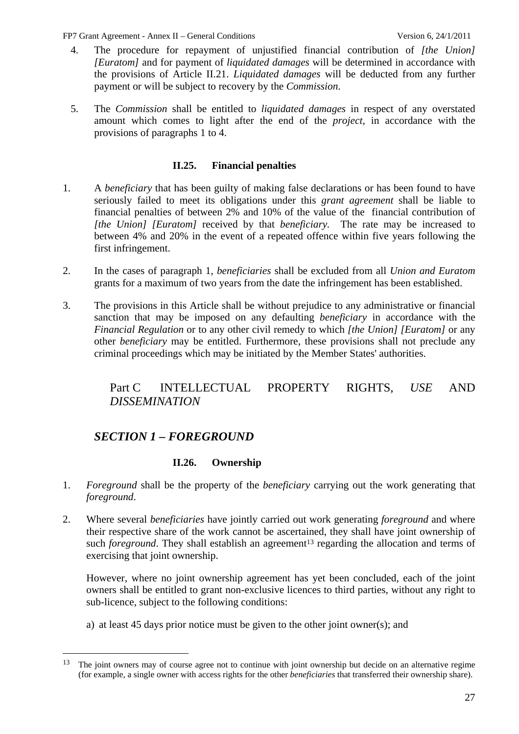4. The procedure for repayment of unjustified financial contribution of *[the Union] [Euratom]* and for payment of *liquidated damages* will be determined in accordance with the provisions of Article II.21. *Liquidated damages* will be deducted from any further payment or will be subject to recovery by the *Commission*.

5. The *Commission* shall be entitled to *liquidated damages* in respect of any overstated amount which comes to light after the end of the *project*, in accordance with the provisions of paragraphs 1 to 4.

### II.25. Financial penalties

1. A *beneficiary* that has been guilty of making false declarations or has been found to have seriously failed to meet its obligations under this *grant agreement* shall be liable to financial penalties of between 2% and 10% of the value of the financial contribution of *[the Union] [Euratom]* received by that *beneficiary*. The rate may be increased to between 4% and 20% in the event of a repeated offence within five years following the first infringement.

2. In the cases of paragraph 1, *beneficiaries* shall be excluded from all *Union and Euratom* grants for a maximum of two years from the date the infringement has been established.

3. The provisions in this Article shall be without prejudice to any administrative or financial sanction that may be imposed on any defaulting *beneficiary* in accordance with the *Financial Regulation* or to any other civil remedy to which *[the Union] [Euratom]* or any other *beneficiary* may be entitled. Furthermore, these provisions shall not preclude any criminal proceedings which may be initiated by the Member States' authorities.

# Part C INTELLECTUAL PROPERTY RIGHTS, *USE* AND *DISSEMINATION*

## *SECTION 1 – FOREGROUND*

### II.26. Ownership

1. *Foreground* shall be the property of the *beneficiary* carrying out the work generating that *foreground*.

2. Where several *beneficiaries* have jointly carried out work generating *foreground* and where their respective share of the work cannot be ascertained, they shall have joint ownership of such *foreground*. They shall establish an agreement[13] regarding the allocation and terms of exercising that joint ownership.

   However, where no joint ownership agreement has yet been concluded, each of the joint owners shall be entitled to grant non-exclusive licences to third parties, without any right to sub-licence, subject to the following conditions:

   a) at least 45 days prior notice must be given to the other joint owner(s); and

---

[13] The joint owners may of course agree not to continue with joint ownership but decide on an alternative regime (for example, a single owner with access rights for the other *beneficiaries* that transferred their ownership share).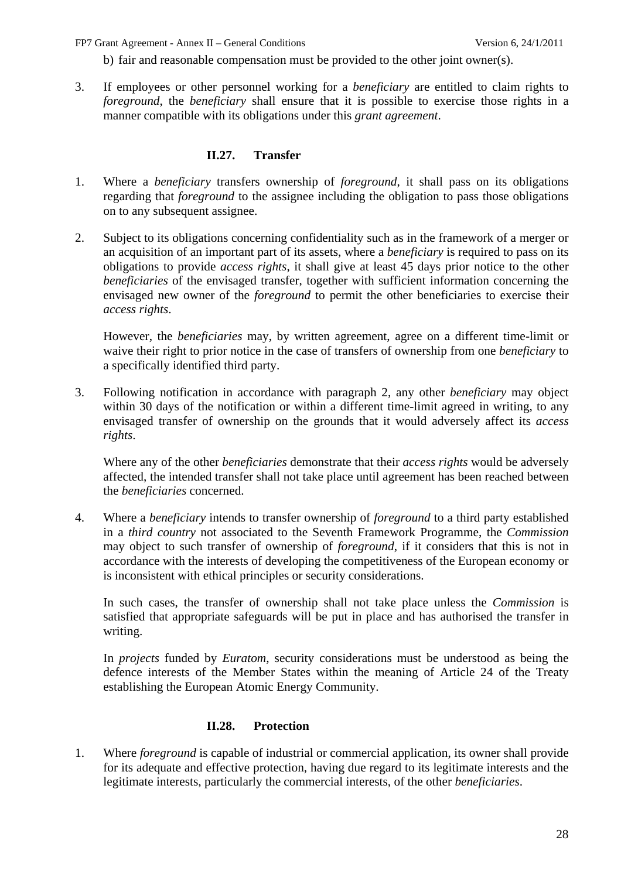b) fair and reasonable compensation must be provided to the other joint owner(s).

3. If employees or other personnel working for a *beneficiary* are entitled to claim rights to *foreground*, the *beneficiary* shall ensure that it is possible to exercise those rights in a manner compatible with its obligations under this *grant agreement*.

### II.27. Transfer

1. Where a *beneficiary* transfers ownership of *foreground*, it shall pass on its obligations regarding that *foreground* to the assignee including the obligation to pass those obligations on to any subsequent assignee.

2. Subject to its obligations concerning confidentiality such as in the framework of a merger or an acquisition of an important part of its assets, where a *beneficiary* is required to pass on its obligations to provide *access rights*, it shall give at least 45 days prior notice to the other *beneficiaries* of the envisaged transfer, together with sufficient information concerning the envisaged new owner of the *foreground* to permit the other beneficiaries to exercise their *access rights*.

   However, the *beneficiaries* may, by written agreement, agree on a different time-limit or waive their right to prior notice in the case of transfers of ownership from one *beneficiary* to a specifically identified third party.

3. Following notification in accordance with paragraph 2, any other *beneficiary* may object within 30 days of the notification or within a different time-limit agreed in writing, to any envisaged transfer of ownership on the grounds that it would adversely affect its *access rights*.

   Where any of the other *beneficiaries* demonstrate that their *access rights* would be adversely affected, the intended transfer shall not take place until agreement has been reached between the *beneficiaries* concerned.

4. Where a *beneficiary* intends to transfer ownership of *foreground* to a third party established in a *third country* not associated to the Seventh Framework Programme, the *Commission* may object to such transfer of ownership of *foreground*, if it considers that this is not in accordance with the interests of developing the competitiveness of the European economy or is inconsistent with ethical principles or security considerations.

   In such cases, the transfer of ownership shall not take place unless the *Commission* is satisfied that appropriate safeguards will be put in place and has authorised the transfer in writing.

   In *projects* funded by *Euratom*, security considerations must be understood as being the defence interests of the Member States within the meaning of Article 24 of the Treaty establishing the European Atomic Energy Community.

### II.28. Protection

1. Where *foreground* is capable of industrial or commercial application, its owner shall provide for its adequate and effective protection, having due regard to its legitimate interests and the legitimate interests, particularly the commercial interests, of the other *beneficiaries*.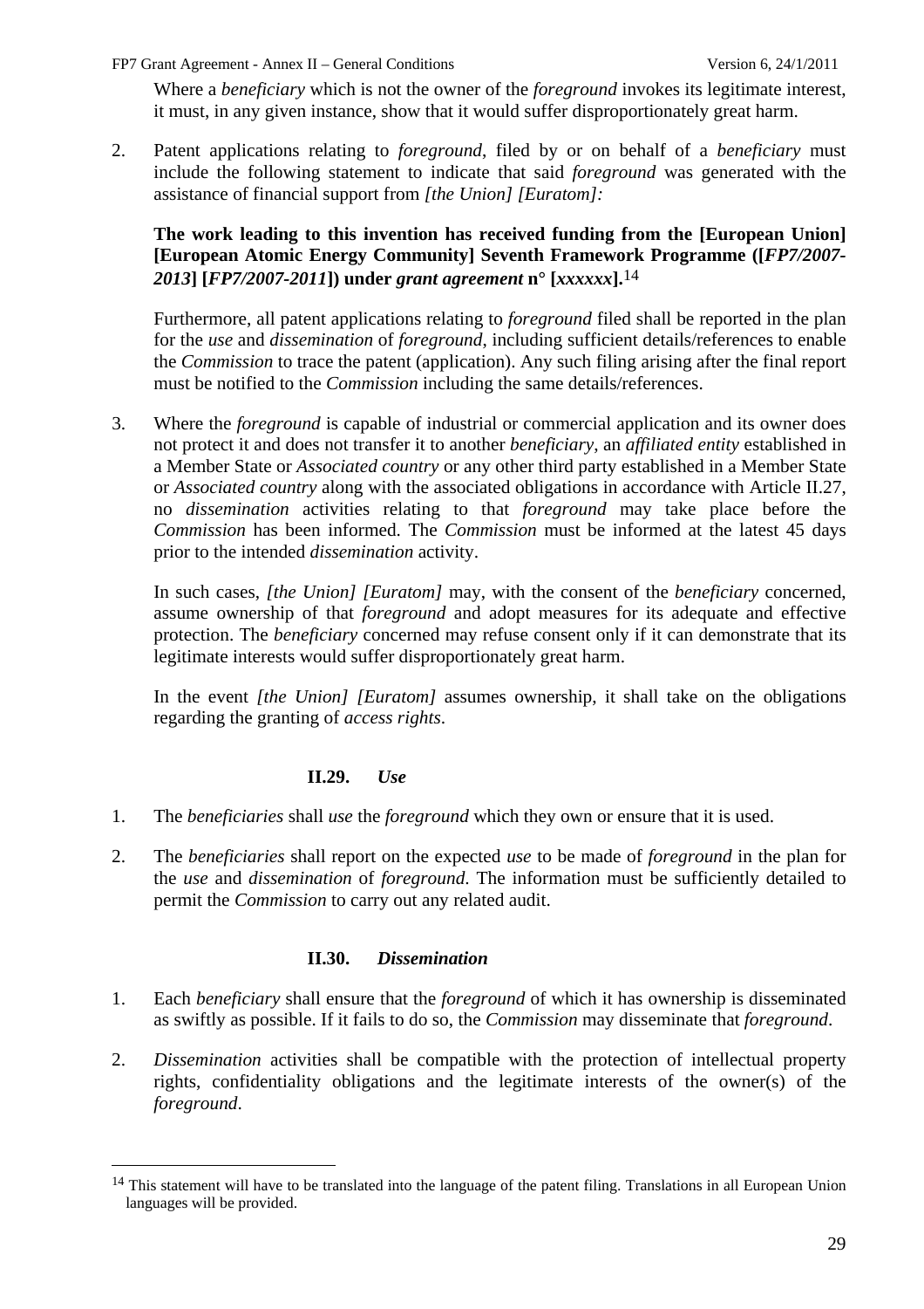Where a *beneficiary* which is not the owner of the *foreground* invokes its legitimate interest, it must, in any given instance, show that it would suffer disproportionately great harm.

2. Patent applications relating to *foreground*, filed by or on behalf of a *beneficiary* must include the following statement to indicate that said *foreground* was generated with the assistance of financial support from *[the Union] [Euratom]:*

   **The work leading to this invention has received funding from the [European Union] [European Atomic Energy Community] Seventh Framework Programme ([*FP7/2007-2013*] [*FP7/2007-2011*]) under *grant agreement* n° [*xxxxxx*].**[14]

   Furthermore, all patent applications relating to *foreground* filed shall be reported in the plan for the *use* and *dissemination* of *foreground*, including sufficient details/references to enable the *Commission* to trace the patent (application). Any such filing arising after the final report must be notified to the *Commission* including the same details/references.

3. Where the *foreground* is capable of industrial or commercial application and its owner does not protect it and does not transfer it to another *beneficiary*, an *affiliated entity* established in a Member State or *Associated country* or any other third party established in a Member State or *Associated country* along with the associated obligations in accordance with Article II.27, no *dissemination* activities relating to that *foreground* may take place before the *Commission* has been informed. The *Commission* must be informed at the latest 45 days prior to the intended *dissemination* activity.

   In such cases, *[the Union] [Euratom]* may, with the consent of the *beneficiary* concerned, assume ownership of that *foreground* and adopt measures for its adequate and effective protection. The *beneficiary* concerned may refuse consent only if it can demonstrate that its legitimate interests would suffer disproportionately great harm.

   In the event *[the Union] [Euratom]* assumes ownership, it shall take on the obligations regarding the granting of *access rights*.

### II.29. *Use*

1. The *beneficiaries* shall *use* the *foreground* which they own or ensure that it is used.

2. The *beneficiaries* shall report on the expected *use* to be made of *foreground* in the plan for the *use* and *dissemination* of *foreground*. The information must be sufficiently detailed to permit the *Commission* to carry out any related audit.

### II.30. *Dissemination*

1. Each *beneficiary* shall ensure that the *foreground* of which it has ownership is disseminated as swiftly as possible. If it fails to do so, the *Commission* may disseminate that *foreground*.

2. *Dissemination* activities shall be compatible with the protection of intellectual property rights, confidentiality obligations and the legitimate interests of the owner(s) of the *foreground*.

---

[14] This statement will have to be translated into the language of the patent filing. Translations in all European Union languages will be provided.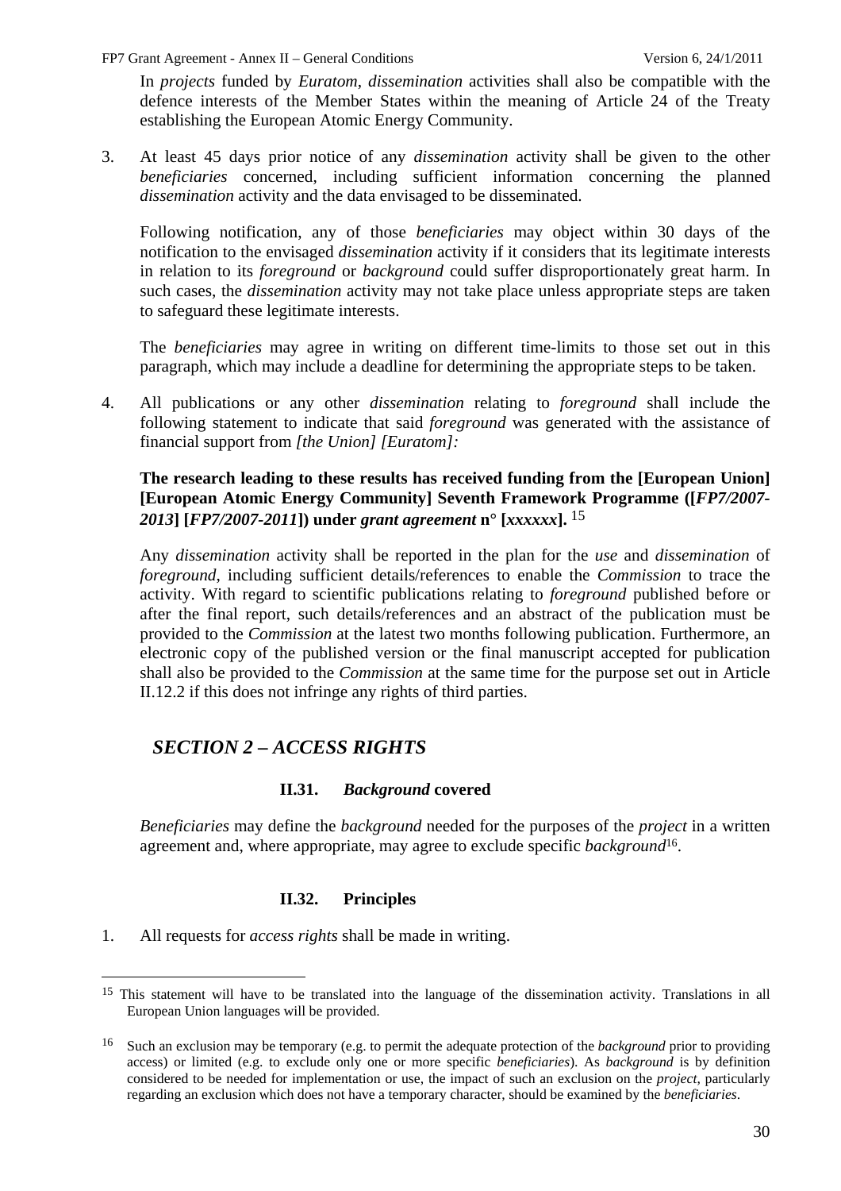In *projects* funded by *Euratom*, *dissemination* activities shall also be compatible with the defence interests of the Member States within the meaning of Article 24 of the Treaty establishing the European Atomic Energy Community.

3. At least 45 days prior notice of any *dissemination* activity shall be given to the other *beneficiaries* concerned, including sufficient information concerning the planned *dissemination* activity and the data envisaged to be disseminated.

   Following notification, any of those *beneficiaries* may object within 30 days of the notification to the envisaged *dissemination* activity if it considers that its legitimate interests in relation to its *foreground* or *background* could suffer disproportionately great harm. In such cases, the *dissemination* activity may not take place unless appropriate steps are taken to safeguard these legitimate interests.

   The *beneficiaries* may agree in writing on different time-limits to those set out in this paragraph, which may include a deadline for determining the appropriate steps to be taken.

4. All publications or any other *dissemination* relating to *foreground* shall include the following statement to indicate that said *foreground* was generated with the assistance of financial support from *[the Union] [Euratom]:*

   **The research leading to these results has received funding from the [European Union] [European Atomic Energy Community] Seventh Framework Programme ([*FP7/2007-2013*] [*FP7/2007-2011*]) under *grant agreement* n° [*xxxxxx*].** [15]

   Any *dissemination* activity shall be reported in the plan for the *use* and *dissemination* of *foreground*, including sufficient details/references to enable the *Commission* to trace the activity. With regard to scientific publications relating to *foreground* published before or after the final report, such details/references and an abstract of the publication must be provided to the *Commission* at the latest two months following publication. Furthermore, an electronic copy of the published version or the final manuscript accepted for publication shall also be provided to the *Commission* at the same time for the purpose set out in Article II.12.2 if this does not infringe any rights of third parties.

## *SECTION 2 – ACCESS RIGHTS*

### II.31. *Background* covered

*Beneficiaries* may define the *background* needed for the purposes of the *project* in a written agreement and, where appropriate, may agree to exclude specific *background*[16].

### II.32. Principles

1. All requests for *access rights* shall be made in writing.

---

[15] This statement will have to be translated into the language of the dissemination activity. Translations in all European Union languages will be provided.

[16] Such an exclusion may be temporary (e.g. to permit the adequate protection of the *background* prior to providing access) or limited (e.g. to exclude only one or more specific *beneficiaries*). As *background* is by definition considered to be needed for implementation or use, the impact of such an exclusion on the *project*, particularly regarding an exclusion which does not have a temporary character, should be examined by the *beneficiaries*.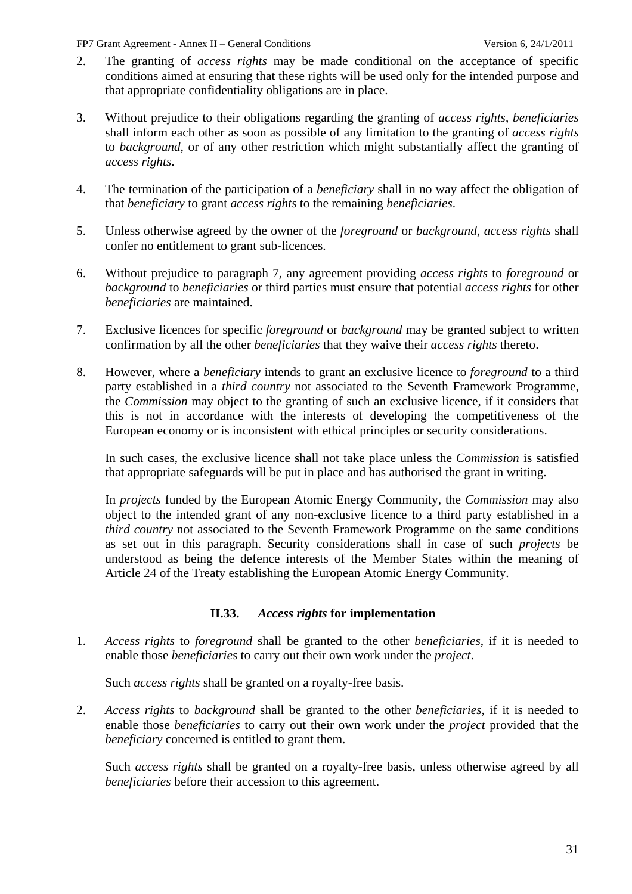2. The granting of *access rights* may be made conditional on the acceptance of specific conditions aimed at ensuring that these rights will be used only for the intended purpose and that appropriate confidentiality obligations are in place.

3. Without prejudice to their obligations regarding the granting of *access rights*, *beneficiaries* shall inform each other as soon as possible of any limitation to the granting of *access rights* to *background*, or of any other restriction which might substantially affect the granting of *access rights*.

4. The termination of the participation of a *beneficiary* shall in no way affect the obligation of that *beneficiary* to grant *access rights* to the remaining *beneficiaries*.

5. Unless otherwise agreed by the owner of the *foreground* or *background*, *access rights* shall confer no entitlement to grant sub-licences.

6. Without prejudice to paragraph 7, any agreement providing *access rights* to *foreground* or *background* to *beneficiaries* or third parties must ensure that potential *access rights* for other *beneficiaries* are maintained.

7. Exclusive licences for specific *foreground* or *background* may be granted subject to written confirmation by all the other *beneficiaries* that they waive their *access rights* thereto.

8. However, where a *beneficiary* intends to grant an exclusive licence to *foreground* to a third party established in a *third country* not associated to the Seventh Framework Programme, the *Commission* may object to the granting of such an exclusive licence, if it considers that this is not in accordance with the interests of developing the competitiveness of the European economy or is inconsistent with ethical principles or security considerations.

   In such cases, the exclusive licence shall not take place unless the *Commission* is satisfied that appropriate safeguards will be put in place and has authorised the grant in writing.

   In *projects* funded by the European Atomic Energy Community, the *Commission* may also object to the intended grant of any non-exclusive licence to a third party established in a *third country* not associated to the Seventh Framework Programme on the same conditions as set out in this paragraph. Security considerations shall in case of such *projects* be understood as being the defence interests of the Member States within the meaning of Article 24 of the Treaty establishing the European Atomic Energy Community.

### II.33. *Access rights* for implementation

1. *Access rights* to *foreground* shall be granted to the other *beneficiaries*, if it is needed to enable those *beneficiaries* to carry out their own work under the *project*.

   Such *access rights* shall be granted on a royalty-free basis.

2. *Access rights* to *background* shall be granted to the other *beneficiaries*, if it is needed to enable those *beneficiaries* to carry out their own work under the *project* provided that the *beneficiary* concerned is entitled to grant them.

   Such *access rights* shall be granted on a royalty-free basis, unless otherwise agreed by all *beneficiaries* before their accession to this agreement.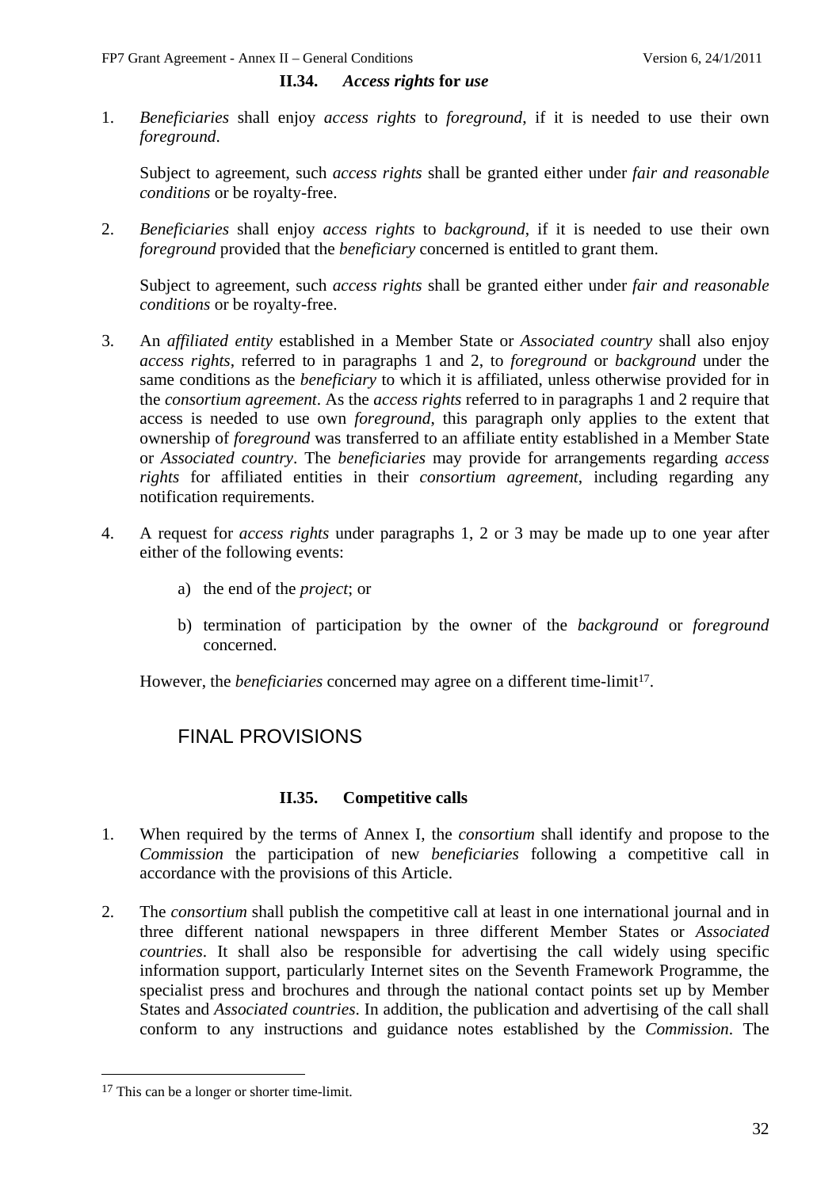### II.34. *Access rights* for *use*

1. *Beneficiaries* shall enjoy *access rights* to *foreground*, if it is needed to use their own *foreground*.

   Subject to agreement, such *access rights* shall be granted either under *fair and reasonable conditions* or be royalty-free.

2. *Beneficiaries* shall enjoy *access rights* to *background*, if it is needed to use their own *foreground* provided that the *beneficiary* concerned is entitled to grant them.

   Subject to agreement, such *access rights* shall be granted either under *fair and reasonable conditions* or be royalty-free.

3. An *affiliated entity* established in a Member State or *Associated country* shall also enjoy *access rights*, referred to in paragraphs 1 and 2, to *foreground* or *background* under the same conditions as the *beneficiary* to which it is affiliated, unless otherwise provided for in the *consortium agreement*. As the *access rights* referred to in paragraphs 1 and 2 require that access is needed to use own *foreground*, this paragraph only applies to the extent that ownership of *foreground* was transferred to an affiliate entity established in a Member State or *Associated country*. The *beneficiaries* may provide for arrangements regarding *access rights* for affiliated entities in their *consortium agreement*, including regarding any notification requirements.

4. A request for *access rights* under paragraphs 1, 2 or 3 may be made up to one year after either of the following events:

   a) the end of the *project*; or

   b) termination of participation by the owner of the *background* or *foreground* concerned.

   However, the *beneficiaries* concerned may agree on a different time-limit[17].

## FINAL PROVISIONS

### II.35. Competitive calls

1. When required by the terms of Annex I, the *consortium* shall identify and propose to the *Commission* the participation of new *beneficiaries* following a competitive call in accordance with the provisions of this Article.

2. The *consortium* shall publish the competitive call at least in one international journal and in three different national newspapers in three different Member States or *Associated countries*. It shall also be responsible for advertising the call widely using specific information support, particularly Internet sites on the Seventh Framework Programme, the specialist press and brochures and through the national contact points set up by Member States and *Associated countries*. In addition, the publication and advertising of the call shall conform to any instructions and guidance notes established by the *Commission*. The

---

[17] This can be a longer or shorter time-limit.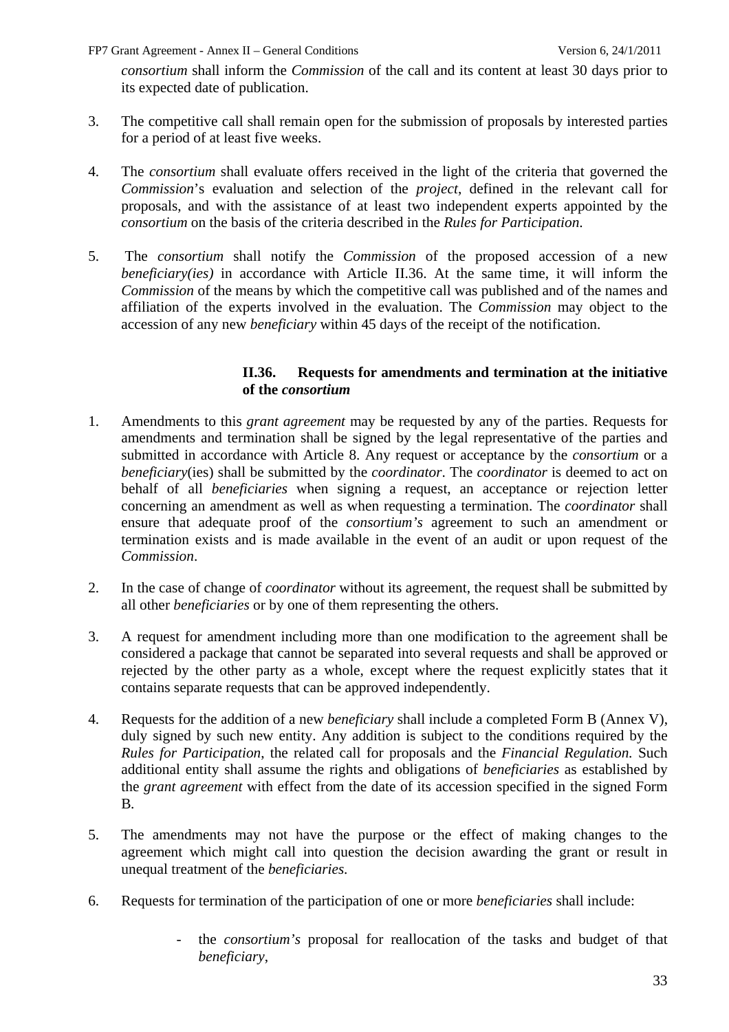*consortium* shall inform the *Commission* of the call and its content at least 30 days prior to its expected date of publication.

3. The competitive call shall remain open for the submission of proposals by interested parties for a period of at least five weeks.

4. The *consortium* shall evaluate offers received in the light of the criteria that governed the *Commission*'s evaluation and selection of the *project*, defined in the relevant call for proposals, and with the assistance of at least two independent experts appointed by the *consortium* on the basis of the criteria described in the *Rules for Participation*.

5. The *consortium* shall notify the *Commission* of the proposed accession of a new *beneficiary(ies)* in accordance with Article II.36. At the same time, it will inform the *Commission* of the means by which the competitive call was published and of the names and affiliation of the experts involved in the evaluation. The *Commission* may object to the accession of any new *beneficiary* within 45 days of the receipt of the notification.

### II.36. Requests for amendments and termination at the initiative of the *consortium*

1. Amendments to this *grant agreement* may be requested by any of the parties. Requests for amendments and termination shall be signed by the legal representative of the parties and submitted in accordance with Article 8. Any request or acceptance by the *consortium* or a *beneficiary*(ies) shall be submitted by the *coordinator*. The *coordinator* is deemed to act on behalf of all *beneficiaries* when signing a request, an acceptance or rejection letter concerning an amendment as well as when requesting a termination. The *coordinator* shall ensure that adequate proof of the *consortium's* agreement to such an amendment or termination exists and is made available in the event of an audit or upon request of the *Commission*.

2. In the case of change of *coordinator* without its agreement, the request shall be submitted by all other *beneficiaries* or by one of them representing the others.

3. A request for amendment including more than one modification to the agreement shall be considered a package that cannot be separated into several requests and shall be approved or rejected by the other party as a whole, except where the request explicitly states that it contains separate requests that can be approved independently.

4. Requests for the addition of a new *beneficiary* shall include a completed Form B (Annex V), duly signed by such new entity. Any addition is subject to the conditions required by the *Rules for Participation*, the related call for proposals and the *Financial Regulation.* Such additional entity shall assume the rights and obligations of *beneficiaries* as established by the *grant agreement* with effect from the date of its accession specified in the signed Form B.

5. The amendments may not have the purpose or the effect of making changes to the agreement which might call into question the decision awarding the grant or result in unequal treatment of the *beneficiaries.*

6. Requests for termination of the participation of one or more *beneficiaries* shall include:

   - the *consortium's* proposal for reallocation of the tasks and budget of that *beneficiary*,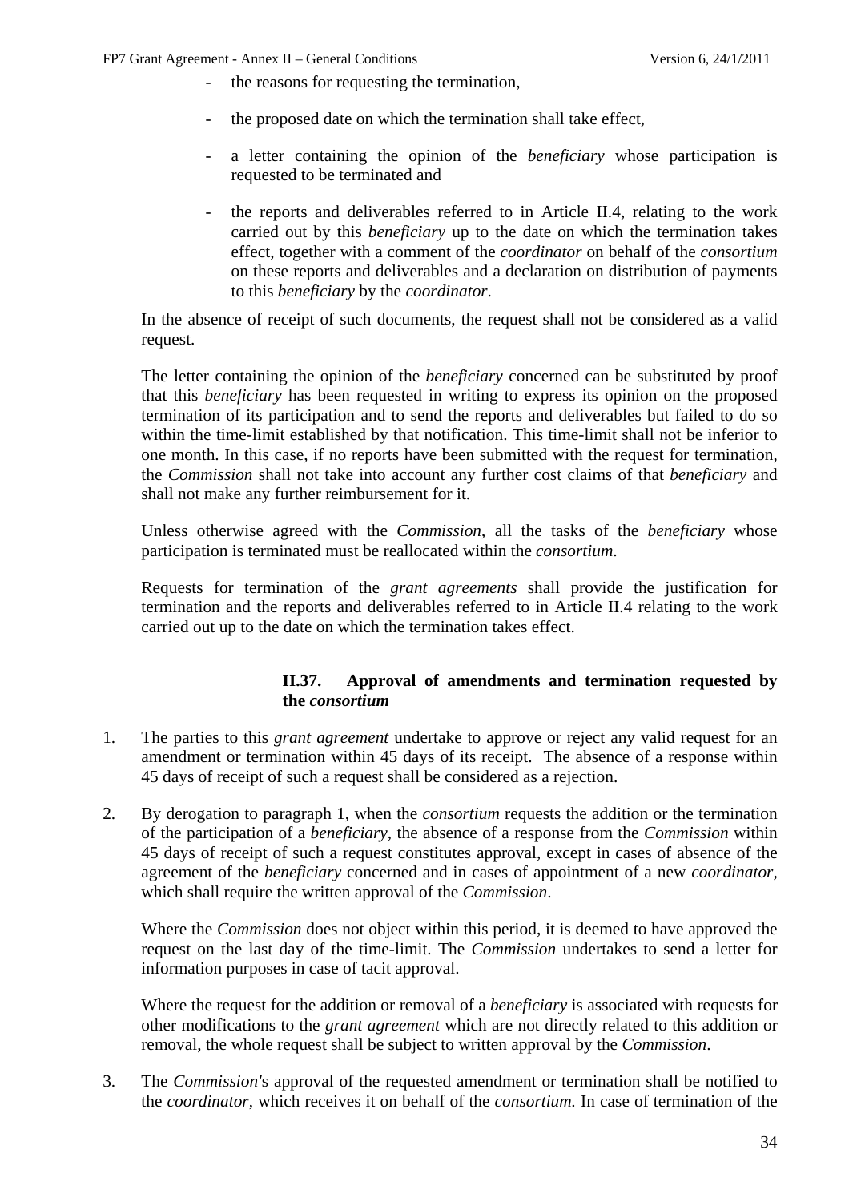- the reasons for requesting the termination,
- the proposed date on which the termination shall take effect,
- a letter containing the opinion of the *beneficiary* whose participation is requested to be terminated and
- the reports and deliverables referred to in Article II.4, relating to the work carried out by this *beneficiary* up to the date on which the termination takes effect, together with a comment of the *coordinator* on behalf of the *consortium* on these reports and deliverables and a declaration on distribution of payments to this *beneficiary* by the *coordinator*.

In the absence of receipt of such documents, the request shall not be considered as a valid request.

The letter containing the opinion of the *beneficiary* concerned can be substituted by proof that this *beneficiary* has been requested in writing to express its opinion on the proposed termination of its participation and to send the reports and deliverables but failed to do so within the time-limit established by that notification. This time-limit shall not be inferior to one month. In this case, if no reports have been submitted with the request for termination, the *Commission* shall not take into account any further cost claims of that *beneficiary* and shall not make any further reimbursement for it.

Unless otherwise agreed with the *Commission*, all the tasks of the *beneficiary* whose participation is terminated must be reallocated within the *consortium*.

Requests for termination of the *grant agreements* shall provide the justification for termination and the reports and deliverables referred to in Article II.4 relating to the work carried out up to the date on which the termination takes effect.

### II.37. Approval of amendments and termination requested by the *consortium*

1. The parties to this *grant agreement* undertake to approve or reject any valid request for an amendment or termination within 45 days of its receipt. The absence of a response within 45 days of receipt of such a request shall be considered as a rejection.

2. By derogation to paragraph 1, when the *consortium* requests the addition or the termination of the participation of a *beneficiary*, the absence of a response from the *Commission* within 45 days of receipt of such a request constitutes approval, except in cases of absence of the agreement of the *beneficiary* concerned and in cases of appointment of a new *coordinator*, which shall require the written approval of the *Commission*.

   Where the *Commission* does not object within this period, it is deemed to have approved the request on the last day of the time-limit. The *Commission* undertakes to send a letter for information purposes in case of tacit approval.

   Where the request for the addition or removal of a *beneficiary* is associated with requests for other modifications to the *grant agreement* which are not directly related to this addition or removal, the whole request shall be subject to written approval by the *Commission*.

3. The *Commission's* approval of the requested amendment or termination shall be notified to the *coordinator*, which receives it on behalf of the *consortium.* In case of termination of the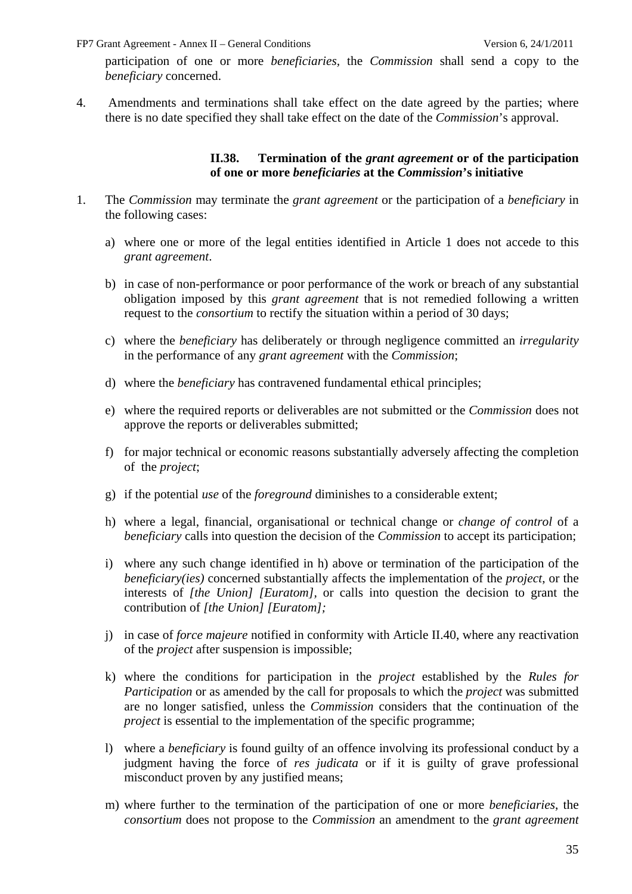participation of one or more *beneficiaries*, the *Commission* shall send a copy to the *beneficiary* concerned.

4. Amendments and terminations shall take effect on the date agreed by the parties; where there is no date specified they shall take effect on the date of the *Commission*'s approval.

### II.38. Termination of the *grant agreement* or of the participation of one or more *beneficiaries* at the *Commission*'s initiative

1. The *Commission* may terminate the *grant agreement* or the participation of a *beneficiary* in the following cases:

   a) where one or more of the legal entities identified in Article 1 does not accede to this *grant agreement*.

   b) in case of non-performance or poor performance of the work or breach of any substantial obligation imposed by this *grant agreement* that is not remedied following a written request to the *consortium* to rectify the situation within a period of 30 days;

   c) where the *beneficiary* has deliberately or through negligence committed an *irregularity* in the performance of any *grant agreement* with the *Commission*;

   d) where the *beneficiary* has contravened fundamental ethical principles;

   e) where the required reports or deliverables are not submitted or the *Commission* does not approve the reports or deliverables submitted;

   f) for major technical or economic reasons substantially adversely affecting the completion of the *project*;

   g) if the potential *use* of the *foreground* diminishes to a considerable extent;

   h) where a legal, financial, organisational or technical change or *change of control* of a *beneficiary* calls into question the decision of the *Commission* to accept its participation;

   i) where any such change identified in h) above or termination of the participation of the *beneficiary(ies)* concerned substantially affects the implementation of the *project*, or the interests of *[the Union] [Euratom]*, or calls into question the decision to grant the contribution of *[the Union] [Euratom];*

   j) in case of *force majeure* notified in conformity with Article II.40, where any reactivation of the *project* after suspension is impossible;

   k) where the conditions for participation in the *project* established by the *Rules for Participation* or as amended by the call for proposals to which the *project* was submitted are no longer satisfied, unless the *Commission* considers that the continuation of the *project* is essential to the implementation of the specific programme;

   l) where a *beneficiary* is found guilty of an offence involving its professional conduct by a judgment having the force of *res judicata* or if it is guilty of grave professional misconduct proven by any justified means;

   m) where further to the termination of the participation of one or more *beneficiaries*, the *consortium* does not propose to the *Commission* an amendment to the *grant agreement*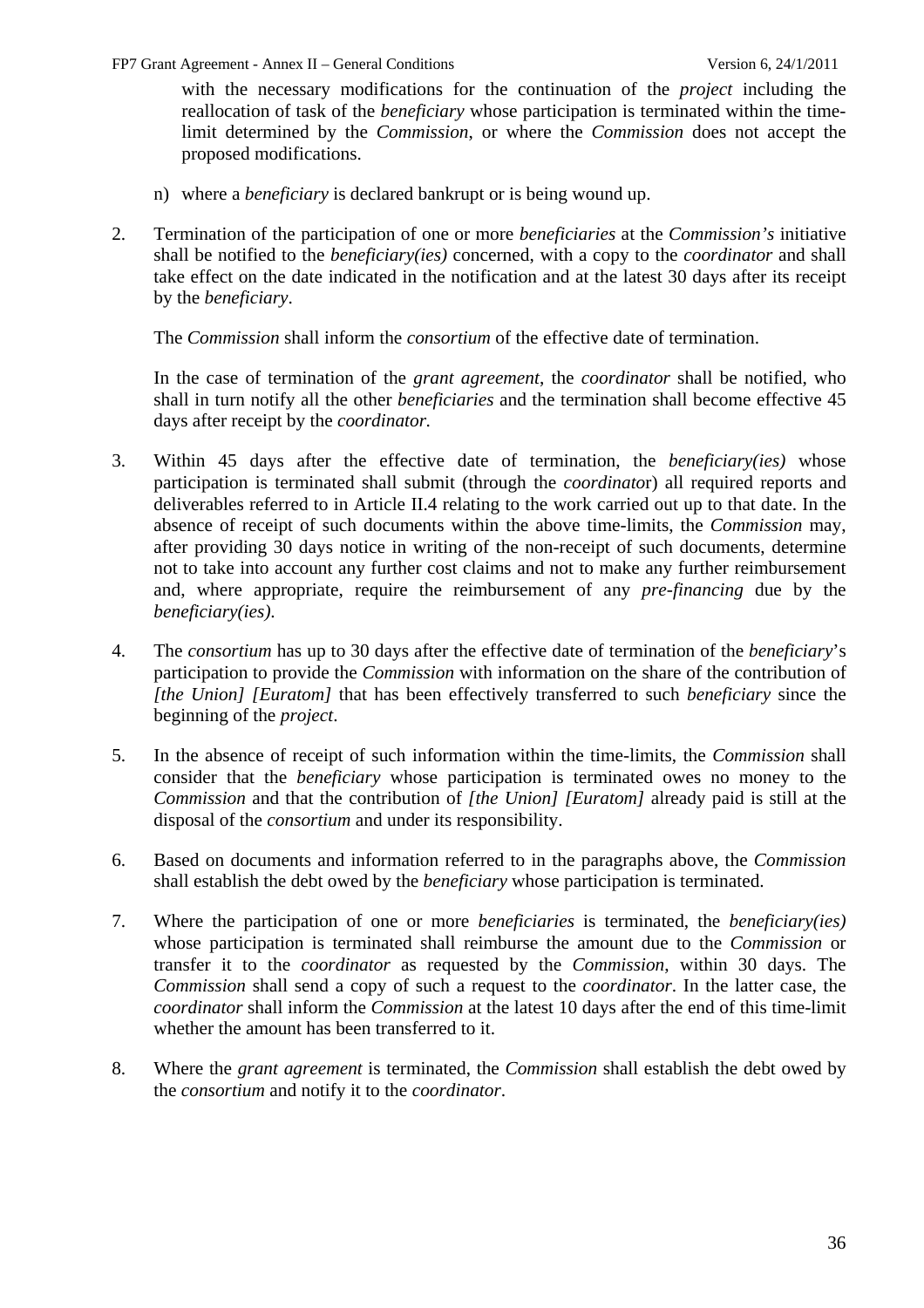with the necessary modifications for the continuation of the *project* including the reallocation of task of the *beneficiary* whose participation is terminated within the time-limit determined by the *Commission*, or where the *Commission* does not accept the proposed modifications.

n) where a *beneficiary* is declared bankrupt or is being wound up.

2. Termination of the participation of one or more *beneficiaries* at the *Commission's* initiative shall be notified to the *beneficiary(ies)* concerned, with a copy to the *coordinator* and shall take effect on the date indicated in the notification and at the latest 30 days after its receipt by the *beneficiary*.

   The *Commission* shall inform the *consortium* of the effective date of termination.

   In the case of termination of the *grant agreement*, the *coordinator* shall be notified, who shall in turn notify all the other *beneficiaries* and the termination shall become effective 45 days after receipt by the *coordinator.*

3. Within 45 days after the effective date of termination, the *beneficiary(ies)* whose participation is terminated shall submit (through the *coordinator*) all required reports and deliverables referred to in Article II.4 relating to the work carried out up to that date. In the absence of receipt of such documents within the above time-limits, the *Commission* may, after providing 30 days notice in writing of the non-receipt of such documents, determine not to take into account any further cost claims and not to make any further reimbursement and, where appropriate, require the reimbursement of any *pre-financing* due by the *beneficiary(ies).*

4. The *consortium* has up to 30 days after the effective date of termination of the *beneficiary*'s participation to provide the *Commission* with information on the share of the contribution of *[the Union] [Euratom]* that has been effectively transferred to such *beneficiary* since the beginning of the *project*.

5. In the absence of receipt of such information within the time-limits, the *Commission* shall consider that the *beneficiary* whose participation is terminated owes no money to the *Commission* and that the contribution of *[the Union] [Euratom]* already paid is still at the disposal of the *consortium* and under its responsibility.

6. Based on documents and information referred to in the paragraphs above, the *Commission* shall establish the debt owed by the *beneficiary* whose participation is terminated.

7. Where the participation of one or more *beneficiaries* is terminated, the *beneficiary(ies)* whose participation is terminated shall reimburse the amount due to the *Commission* or transfer it to the *coordinator* as requested by the *Commission*, within 30 days. The *Commission* shall send a copy of such a request to the *coordinator*. In the latter case, the *coordinator* shall inform the *Commission* at the latest 10 days after the end of this time-limit whether the amount has been transferred to it.

8. Where the *grant agreement* is terminated, the *Commission* shall establish the debt owed by the *consortium* and notify it to the *coordinator*.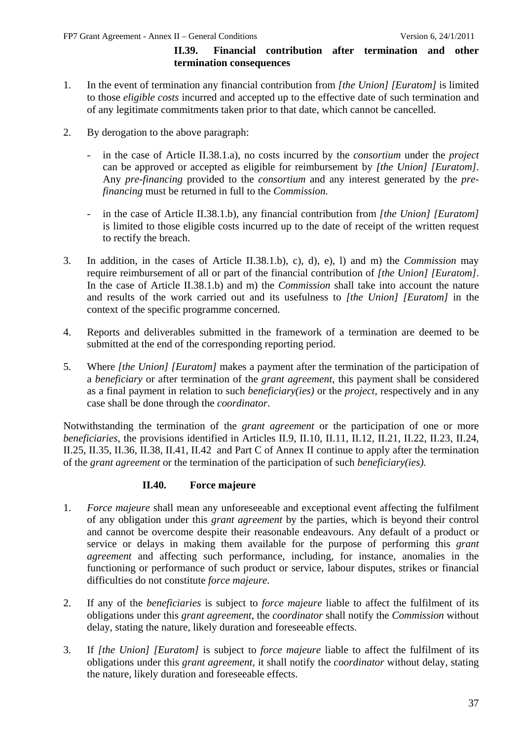### II.39. Financial contribution after termination and other termination consequences

1. In the event of termination any financial contribution from *[the Union] [Euratom]* is limited to those *eligible costs* incurred and accepted up to the effective date of such termination and of any legitimate commitments taken prior to that date, which cannot be cancelled.

2. By derogation to the above paragraph:

   - in the case of Article II.38.1.a), no costs incurred by the *consortium* under the *project* can be approved or accepted as eligible for reimbursement by *[the Union] [Euratom]*. Any *pre-financing* provided to the *consortium* and any interest generated by the *pre-financing* must be returned in full to the *Commission.*

   - in the case of Article II.38.1.b), any financial contribution from *[the Union] [Euratom]* is limited to those eligible costs incurred up to the date of receipt of the written request to rectify the breach.

3. In addition, in the cases of Article II.38.1.b), c), d), e), l) and m) the *Commission* may require reimbursement of all or part of the financial contribution of *[the Union] [Euratom]*. In the case of Article II.38.1.b) and m) the *Commission* shall take into account the nature and results of the work carried out and its usefulness to *[the Union] [Euratom]* in the context of the specific programme concerned.

4. Reports and deliverables submitted in the framework of a termination are deemed to be submitted at the end of the corresponding reporting period.

5. Where *[the Union] [Euratom]* makes a payment after the termination of the participation of a *beneficiary* or after termination of the *grant agreement*, this payment shall be considered as a final payment in relation to such *beneficiary(ies)* or the *project*, respectively and in any case shall be done through the *coordinator*.

Notwithstanding the termination of the *grant agreement* or the participation of one or more *beneficiaries*, the provisions identified in Articles II.9, II.10, II.11, II.12, II.21, II.22, II.23, II.24, II.25, II.35, II.36, II.38, II.41, II.42 and Part C of Annex II continue to apply after the termination of the *grant agreement* or the termination of the participation of such *beneficiary(ies).*

### II.40. Force majeure

1. *Force majeure* shall mean any unforeseeable and exceptional event affecting the fulfilment of any obligation under this *grant agreement* by the parties, which is beyond their control and cannot be overcome despite their reasonable endeavours. Any default of a product or service or delays in making them available for the purpose of performing this *grant agreement* and affecting such performance, including, for instance, anomalies in the functioning or performance of such product or service, labour disputes, strikes or financial difficulties do not constitute *force majeure.*

2. If any of the *beneficiaries* is subject to *force majeure* liable to affect the fulfilment of its obligations under this *grant agreement*, the *coordinator* shall notify the *Commission* without delay, stating the nature, likely duration and foreseeable effects.

3. If *[the Union] [Euratom]* is subject to *force majeure* liable to affect the fulfilment of its obligations under this *grant agreement*, it shall notify the *coordinator* without delay, stating the nature, likely duration and foreseeable effects.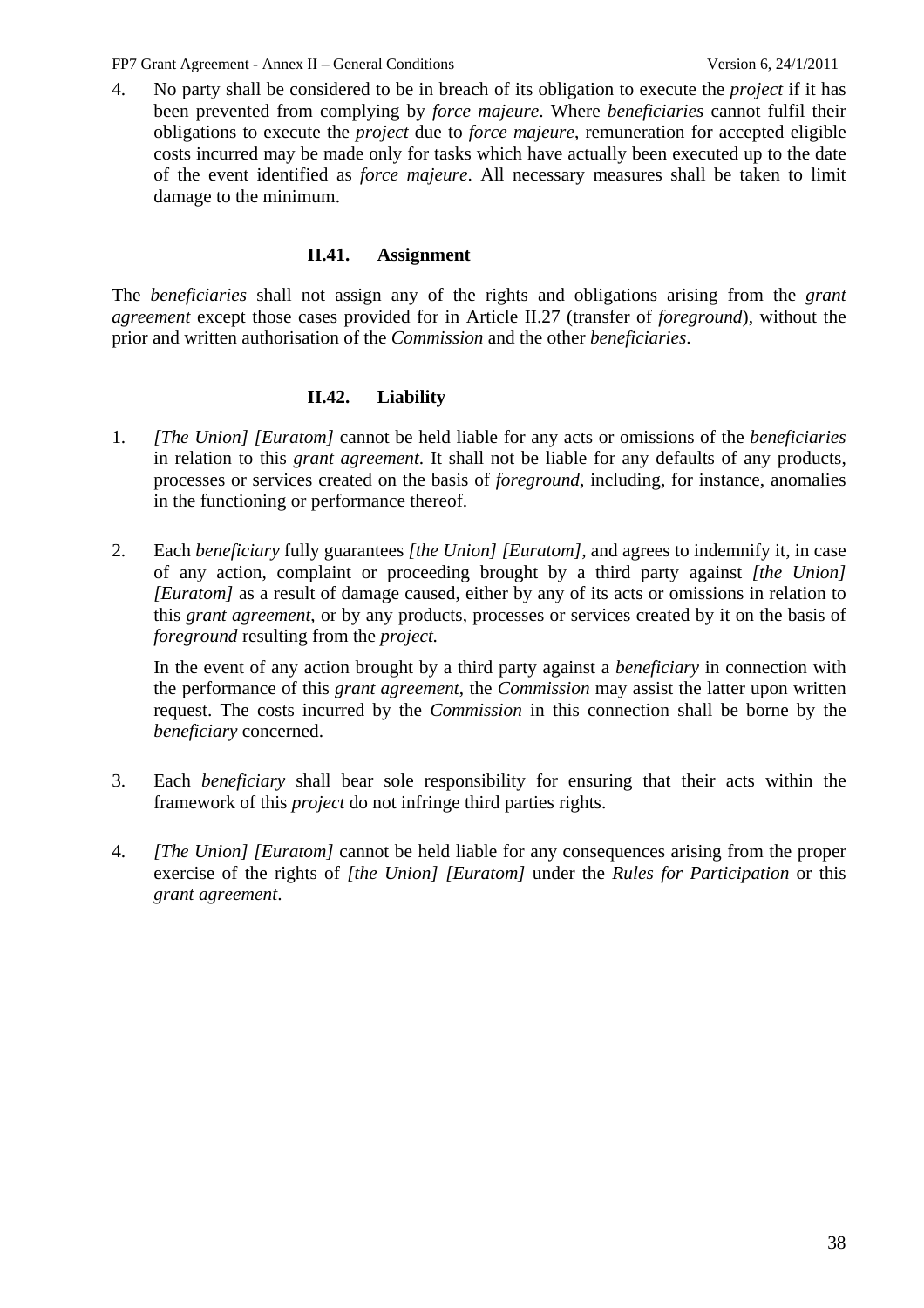4. No party shall be considered to be in breach of its obligation to execute the *project* if it has been prevented from complying by *force majeure*. Where *beneficiaries* cannot fulfil their obligations to execute the *project* due to *force majeure*, remuneration for accepted eligible costs incurred may be made only for tasks which have actually been executed up to the date of the event identified as *force majeure*. All necessary measures shall be taken to limit damage to the minimum.

### II.41. Assignment

The *beneficiaries* shall not assign any of the rights and obligations arising from the *grant agreement* except those cases provided for in Article II.27 (transfer of *foreground*), without the prior and written authorisation of the *Commission* and the other *beneficiaries*.

### II.42. Liability

1. *[The Union] [Euratom]* cannot be held liable for any acts or omissions of the *beneficiaries* in relation to this *grant agreement*. It shall not be liable for any defaults of any products, processes or services created on the basis of *foreground*, including, for instance, anomalies in the functioning or performance thereof.

2. Each *beneficiary* fully guarantees *[the Union] [Euratom]*, and agrees to indemnify it, in case of any action, complaint or proceeding brought by a third party against *[the Union] [Euratom]* as a result of damage caused, either by any of its acts or omissions in relation to this *grant agreement*, or by any products, processes or services created by it on the basis of *foreground* resulting from the *project.*

   In the event of any action brought by a third party against a *beneficiary* in connection with the performance of this *grant agreement*, the *Commission* may assist the latter upon written request. The costs incurred by the *Commission* in this connection shall be borne by the *beneficiary* concerned.

3. Each *beneficiary* shall bear sole responsibility for ensuring that their acts within the framework of this *project* do not infringe third parties rights.

4. *[The Union] [Euratom]* cannot be held liable for any consequences arising from the proper exercise of the rights of *[the Union] [Euratom]* under the *Rules for Participation* or this *grant agreement*.